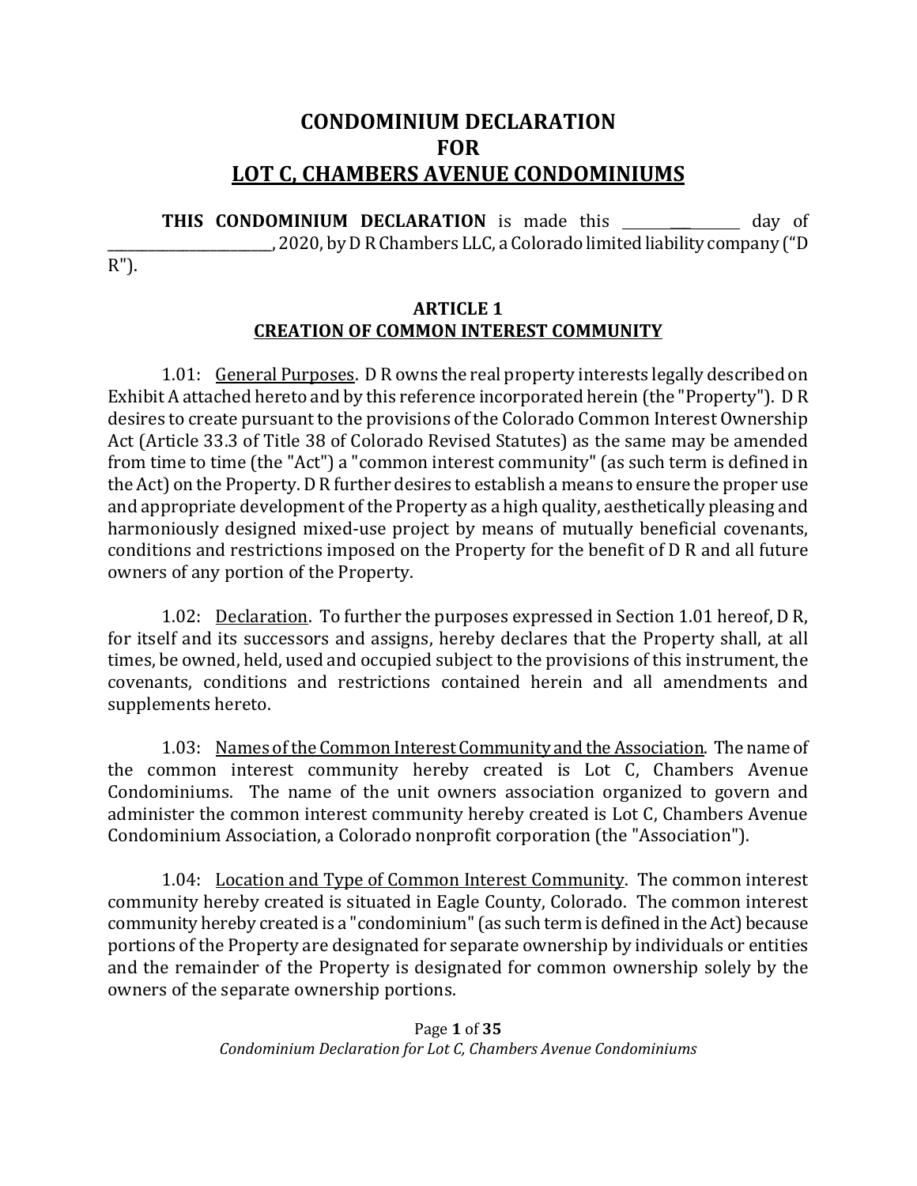# CONDOMINIUM DECLARATION
# FOR
# LOT C, CHAMBERS AVENUE CONDOMINIUMS

**THIS CONDOMINIUM DECLARATION** is made this ___________ day of ________________________, 2020, by D R Chambers LLC, a Colorado limited liability company ("D R").

## ARTICLE 1
## CREATION OF COMMON INTEREST COMMUNITY

1.01: General Purposes. D R owns the real property interests legally described on Exhibit A attached hereto and by this reference incorporated herein (the "Property"). D R desires to create pursuant to the provisions of the Colorado Common Interest Ownership Act (Article 33.3 of Title 38 of Colorado Revised Statutes) as the same may be amended from time to time (the "Act") a "common interest community" (as such term is defined in the Act) on the Property. D R further desires to establish a means to ensure the proper use and appropriate development of the Property as a high quality, aesthetically pleasing and harmoniously designed mixed-use project by means of mutually beneficial covenants, conditions and restrictions imposed on the Property for the benefit of D R and all future owners of any portion of the Property.

1.02: Declaration. To further the purposes expressed in Section 1.01 hereof, D R, for itself and its successors and assigns, hereby declares that the Property shall, at all times, be owned, held, used and occupied subject to the provisions of this instrument, the covenants, conditions and restrictions contained herein and all amendments and supplements hereto.

1.03: Names of the Common Interest Community and the Association. The name of the common interest community hereby created is Lot C, Chambers Avenue Condominiums. The name of the unit owners association organized to govern and administer the common interest community hereby created is Lot C, Chambers Avenue Condominium Association, a Colorado nonprofit corporation (the "Association").

1.04: Location and Type of Common Interest Community. The common interest community hereby created is situated in Eagle County, Colorado. The common interest community hereby created is a "condominium" (as such term is defined in the Act) because portions of the Property are designated for separate ownership by individuals or entities and the remainder of the Property is designated for common ownership solely by the owners of the separate ownership portions.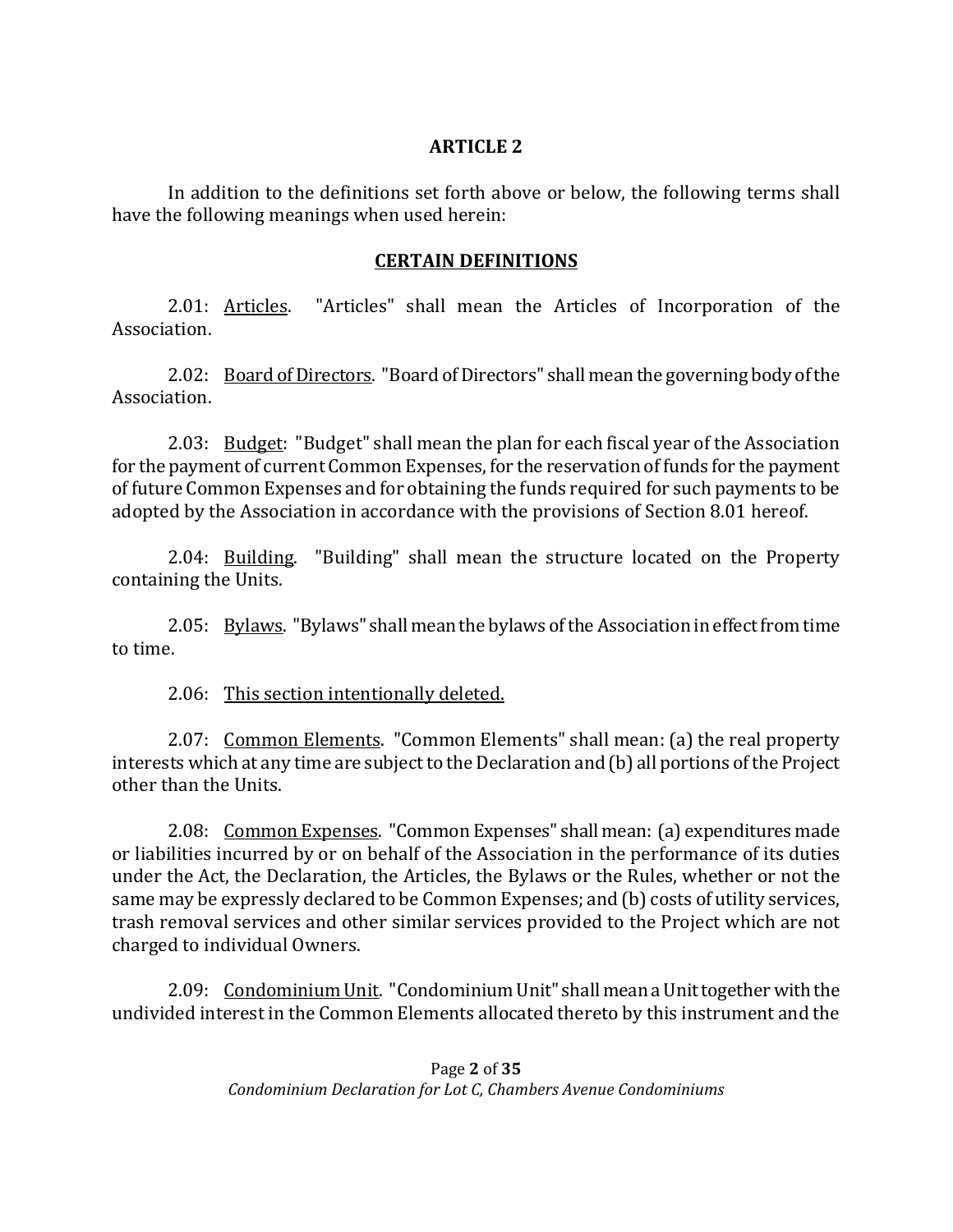## ARTICLE 2

In addition to the definitions set forth above or below, the following terms shall have the following meanings when used herein:

### CERTAIN DEFINITIONS

2.01: Articles. "Articles" shall mean the Articles of Incorporation of the Association.

2.02: Board of Directors. "Board of Directors" shall mean the governing body of the Association.

2.03: Budget: "Budget" shall mean the plan for each fiscal year of the Association for the payment of current Common Expenses, for the reservation of funds for the payment of future Common Expenses and for obtaining the funds required for such payments to be adopted by the Association in accordance with the provisions of Section 8.01 hereof.

2.04: Building. "Building" shall mean the structure located on the Property containing the Units.

2.05: Bylaws. "Bylaws" shall mean the bylaws of the Association in effect from time to time.

2.06: This section intentionally deleted.

2.07: Common Elements. "Common Elements" shall mean: (a) the real property interests which at any time are subject to the Declaration and (b) all portions of the Project other than the Units.

2.08: Common Expenses. "Common Expenses" shall mean: (a) expenditures made or liabilities incurred by or on behalf of the Association in the performance of its duties under the Act, the Declaration, the Articles, the Bylaws or the Rules, whether or not the same may be expressly declared to be Common Expenses; and (b) costs of utility services, trash removal services and other similar services provided to the Project which are not charged to individual Owners.

2.09: Condominium Unit. "Condominium Unit" shall mean a Unit together with the undivided interest in the Common Elements allocated thereto by this instrument and the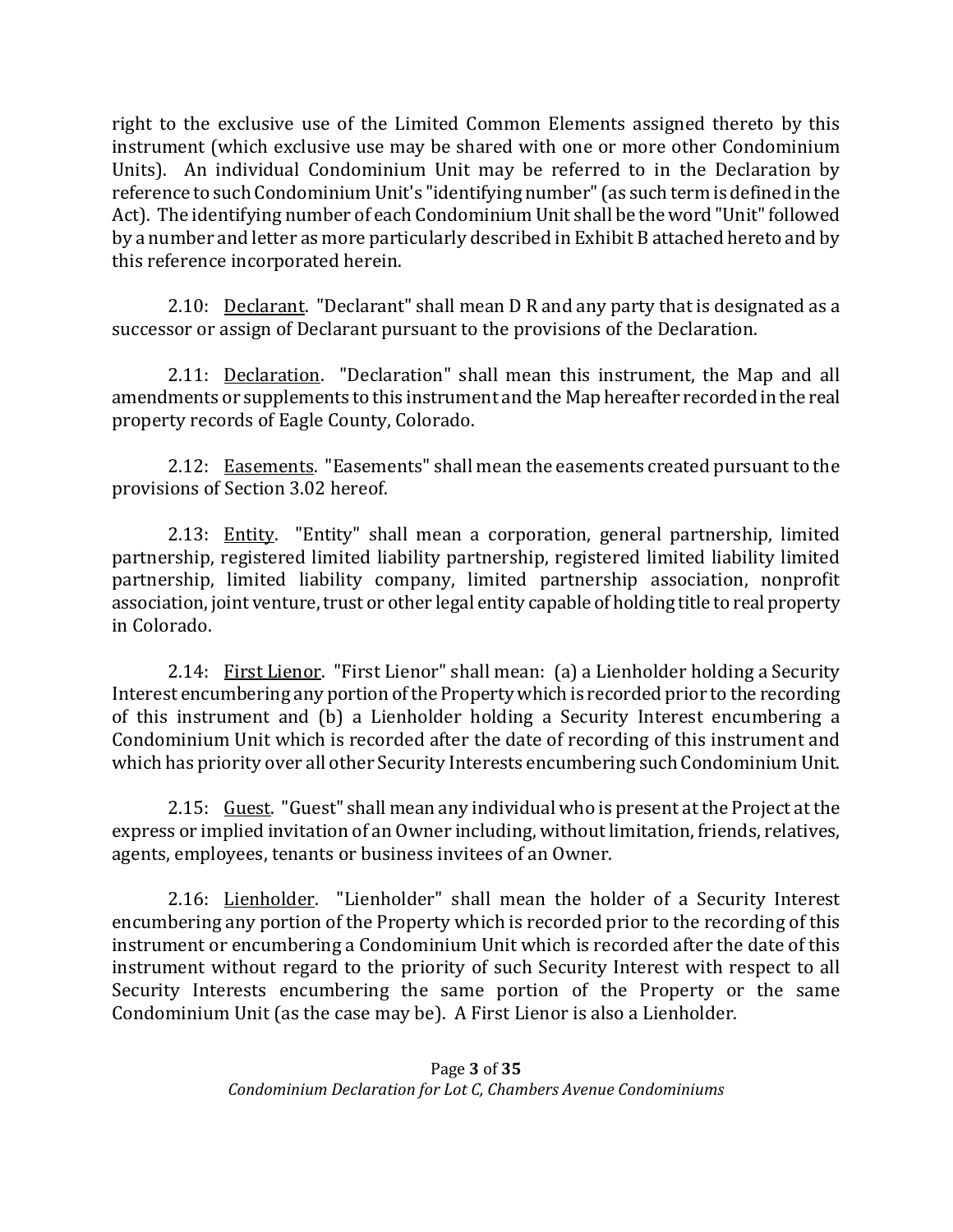right to the exclusive use of the Limited Common Elements assigned thereto by this instrument (which exclusive use may be shared with one or more other Condominium Units). An individual Condominium Unit may be referred to in the Declaration by reference to such Condominium Unit's "identifying number" (as such term is defined in the Act). The identifying number of each Condominium Unit shall be the word "Unit" followed by a number and letter as more particularly described in Exhibit B attached hereto and by this reference incorporated herein.

2.10: Declarant. "Declarant" shall mean D R and any party that is designated as a successor or assign of Declarant pursuant to the provisions of the Declaration.

2.11: Declaration. "Declaration" shall mean this instrument, the Map and all amendments or supplements to this instrument and the Map hereafter recorded in the real property records of Eagle County, Colorado.

2.12: Easements. "Easements" shall mean the easements created pursuant to the provisions of Section 3.02 hereof.

2.13: Entity. "Entity" shall mean a corporation, general partnership, limited partnership, registered limited liability partnership, registered limited liability limited partnership, limited liability company, limited partnership association, nonprofit association, joint venture, trust or other legal entity capable of holding title to real property in Colorado.

2.14: First Lienor. "First Lienor" shall mean: (a) a Lienholder holding a Security Interest encumbering any portion of the Property which is recorded prior to the recording of this instrument and (b) a Lienholder holding a Security Interest encumbering a Condominium Unit which is recorded after the date of recording of this instrument and which has priority over all other Security Interests encumbering such Condominium Unit.

2.15: Guest. "Guest" shall mean any individual who is present at the Project at the express or implied invitation of an Owner including, without limitation, friends, relatives, agents, employees, tenants or business invitees of an Owner.

2.16: Lienholder. "Lienholder" shall mean the holder of a Security Interest encumbering any portion of the Property which is recorded prior to the recording of this instrument or encumbering a Condominium Unit which is recorded after the date of this instrument without regard to the priority of such Security Interest with respect to all Security Interests encumbering the same portion of the Property or the same Condominium Unit (as the case may be). A First Lienor is also a Lienholder.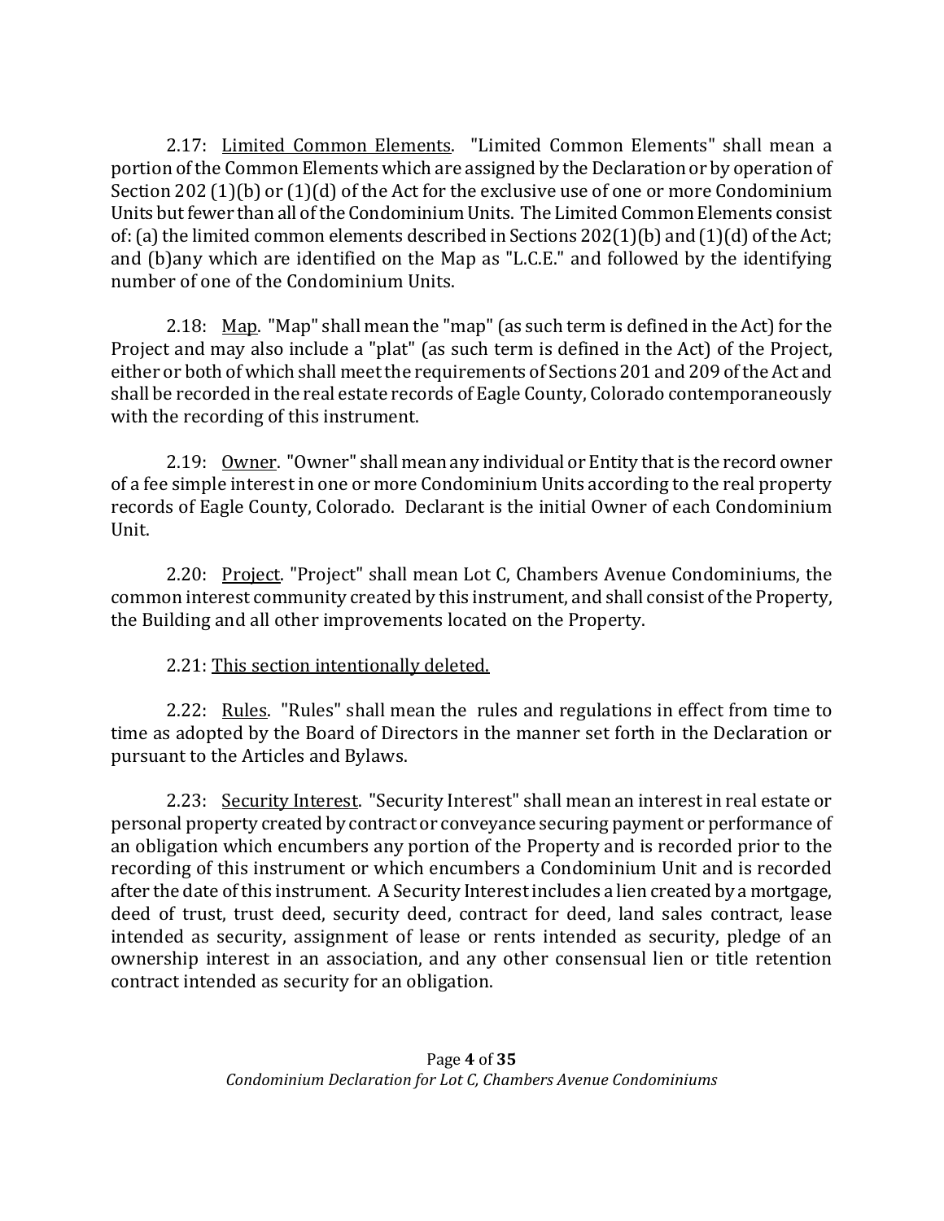2.17: Limited Common Elements. "Limited Common Elements" shall mean a portion of the Common Elements which are assigned by the Declaration or by operation of Section 202 (1)(b) or (1)(d) of the Act for the exclusive use of one or more Condominium Units but fewer than all of the Condominium Units. The Limited Common Elements consist of: (a) the limited common elements described in Sections 202(1)(b) and (1)(d) of the Act; and (b)any which are identified on the Map as "L.C.E." and followed by the identifying number of one of the Condominium Units.

2.18: Map. "Map" shall mean the "map" (as such term is defined in the Act) for the Project and may also include a "plat" (as such term is defined in the Act) of the Project, either or both of which shall meet the requirements of Sections 201 and 209 of the Act and shall be recorded in the real estate records of Eagle County, Colorado contemporaneously with the recording of this instrument.

2.19: Owner. "Owner" shall mean any individual or Entity that is the record owner of a fee simple interest in one or more Condominium Units according to the real property records of Eagle County, Colorado. Declarant is the initial Owner of each Condominium Unit.

2.20: Project. "Project" shall mean Lot C, Chambers Avenue Condominiums, the common interest community created by this instrument, and shall consist of the Property, the Building and all other improvements located on the Property.

2.21: This section intentionally deleted.

2.22: Rules. "Rules" shall mean the rules and regulations in effect from time to time as adopted by the Board of Directors in the manner set forth in the Declaration or pursuant to the Articles and Bylaws.

2.23: Security Interest. "Security Interest" shall mean an interest in real estate or personal property created by contract or conveyance securing payment or performance of an obligation which encumbers any portion of the Property and is recorded prior to the recording of this instrument or which encumbers a Condominium Unit and is recorded after the date of this instrument. A Security Interest includes a lien created by a mortgage, deed of trust, trust deed, security deed, contract for deed, land sales contract, lease intended as security, assignment of lease or rents intended as security, pledge of an ownership interest in an association, and any other consensual lien or title retention contract intended as security for an obligation.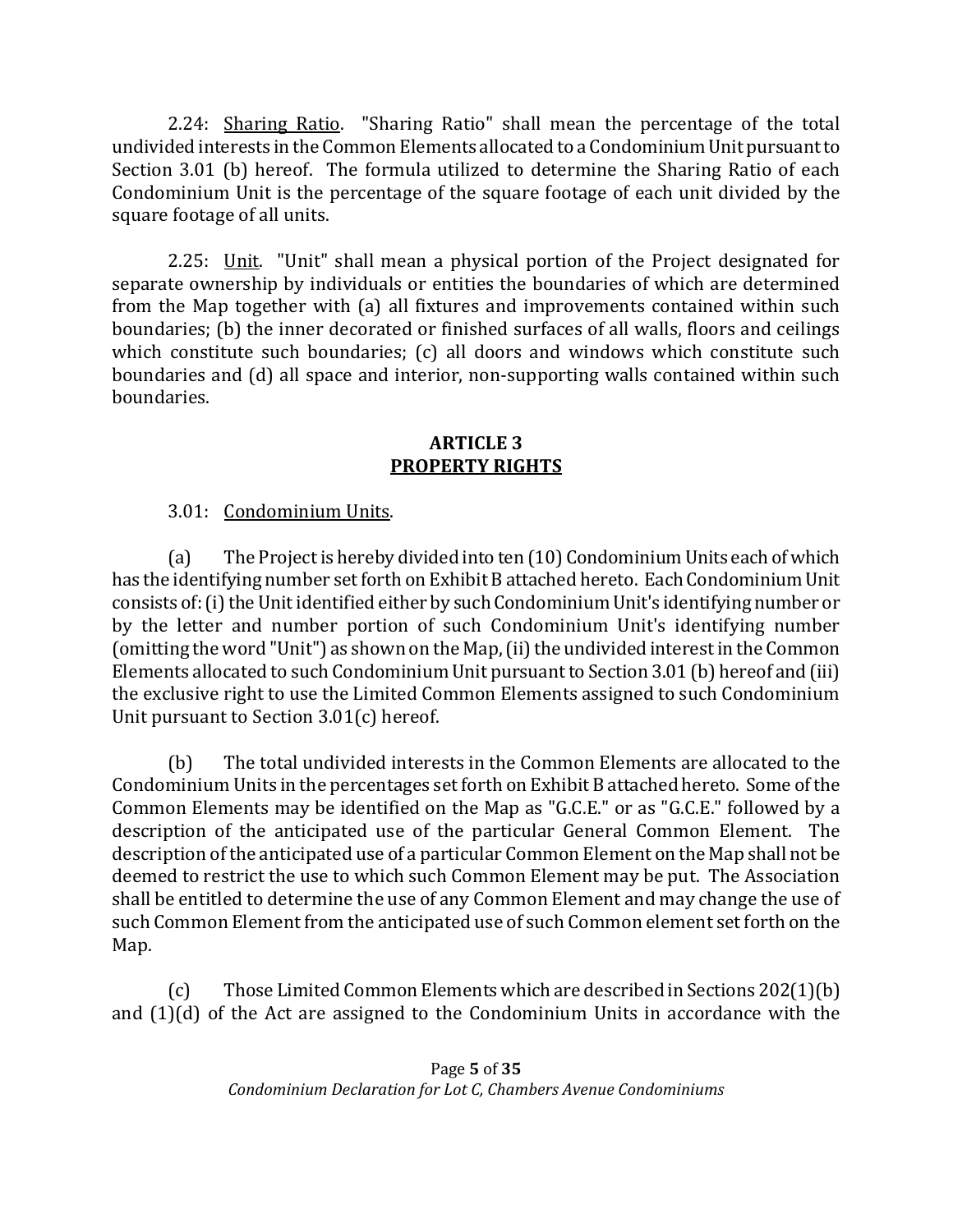2.24: <u>Sharing Ratio</u>. "Sharing Ratio" shall mean the percentage of the total undivided interests in the Common Elements allocated to a Condominium Unit pursuant to Section 3.01 (b) hereof. The formula utilized to determine the Sharing Ratio of each Condominium Unit is the percentage of the square footage of each unit divided by the square footage of all units.

2.25: <u>Unit</u>. "Unit" shall mean a physical portion of the Project designated for separate ownership by individuals or entities the boundaries of which are determined from the Map together with (a) all fixtures and improvements contained within such boundaries; (b) the inner decorated or finished surfaces of all walls, floors and ceilings which constitute such boundaries; (c) all doors and windows which constitute such boundaries and (d) all space and interior, non-supporting walls contained within such boundaries.

## ARTICLE 3
## <u>PROPERTY RIGHTS</u>

3.01: <u>Condominium Units</u>.

(a) The Project is hereby divided into ten (10) Condominium Units each of which has the identifying number set forth on Exhibit B attached hereto. Each Condominium Unit consists of: (i) the Unit identified either by such Condominium Unit's identifying number or by the letter and number portion of such Condominium Unit's identifying number (omitting the word "Unit") as shown on the Map, (ii) the undivided interest in the Common Elements allocated to such Condominium Unit pursuant to Section 3.01 (b) hereof and (iii) the exclusive right to use the Limited Common Elements assigned to such Condominium Unit pursuant to Section 3.01(c) hereof.

(b) The total undivided interests in the Common Elements are allocated to the Condominium Units in the percentages set forth on Exhibit B attached hereto. Some of the Common Elements may be identified on the Map as "G.C.E." or as "G.C.E." followed by a description of the anticipated use of the particular General Common Element. The description of the anticipated use of a particular Common Element on the Map shall not be deemed to restrict the use to which such Common Element may be put. The Association shall be entitled to determine the use of any Common Element and may change the use of such Common Element from the anticipated use of such Common element set forth on the Map.

(c) Those Limited Common Elements which are described in Sections 202(1)(b) and (1)(d) of the Act are assigned to the Condominium Units in accordance with the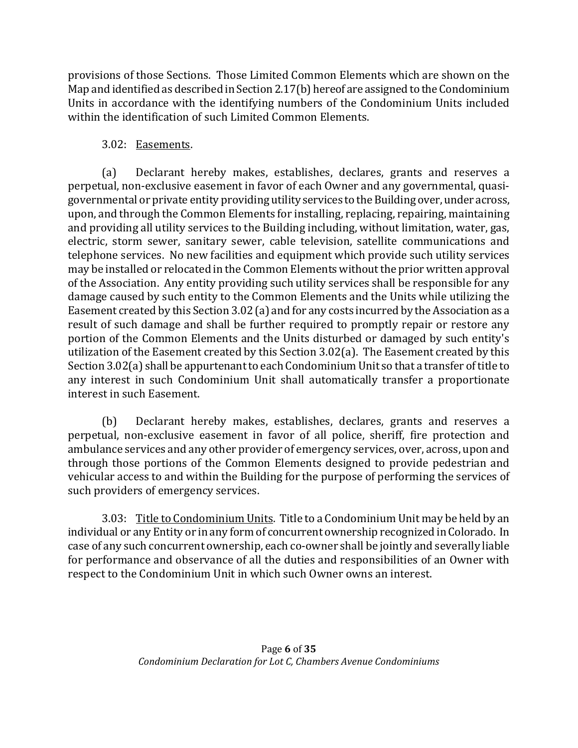provisions of those Sections. Those Limited Common Elements which are shown on the Map and identified as described in Section 2.17(b) hereof are assigned to the Condominium Units in accordance with the identifying numbers of the Condominium Units included within the identification of such Limited Common Elements.

3.02: Easements.

(a) Declarant hereby makes, establishes, declares, grants and reserves a perpetual, non-exclusive easement in favor of each Owner and any governmental, quasi-governmental or private entity providing utility services to the Building over, under across, upon, and through the Common Elements for installing, replacing, repairing, maintaining and providing all utility services to the Building including, without limitation, water, gas, electric, storm sewer, sanitary sewer, cable television, satellite communications and telephone services. No new facilities and equipment which provide such utility services may be installed or relocated in the Common Elements without the prior written approval of the Association. Any entity providing such utility services shall be responsible for any damage caused by such entity to the Common Elements and the Units while utilizing the Easement created by this Section 3.02 (a) and for any costs incurred by the Association as a result of such damage and shall be further required to promptly repair or restore any portion of the Common Elements and the Units disturbed or damaged by such entity's utilization of the Easement created by this Section 3.02(a). The Easement created by this Section 3.02(a) shall be appurtenant to each Condominium Unit so that a transfer of title to any interest in such Condominium Unit shall automatically transfer a proportionate interest in such Easement.

(b) Declarant hereby makes, establishes, declares, grants and reserves a perpetual, non-exclusive easement in favor of all police, sheriff, fire protection and ambulance services and any other provider of emergency services, over, across, upon and through those portions of the Common Elements designed to provide pedestrian and vehicular access to and within the Building for the purpose of performing the services of such providers of emergency services.

3.03: Title to Condominium Units. Title to a Condominium Unit may be held by an individual or any Entity or in any form of concurrent ownership recognized in Colorado. In case of any such concurrent ownership, each co-owner shall be jointly and severally liable for performance and observance of all the duties and responsibilities of an Owner with respect to the Condominium Unit in which such Owner owns an interest.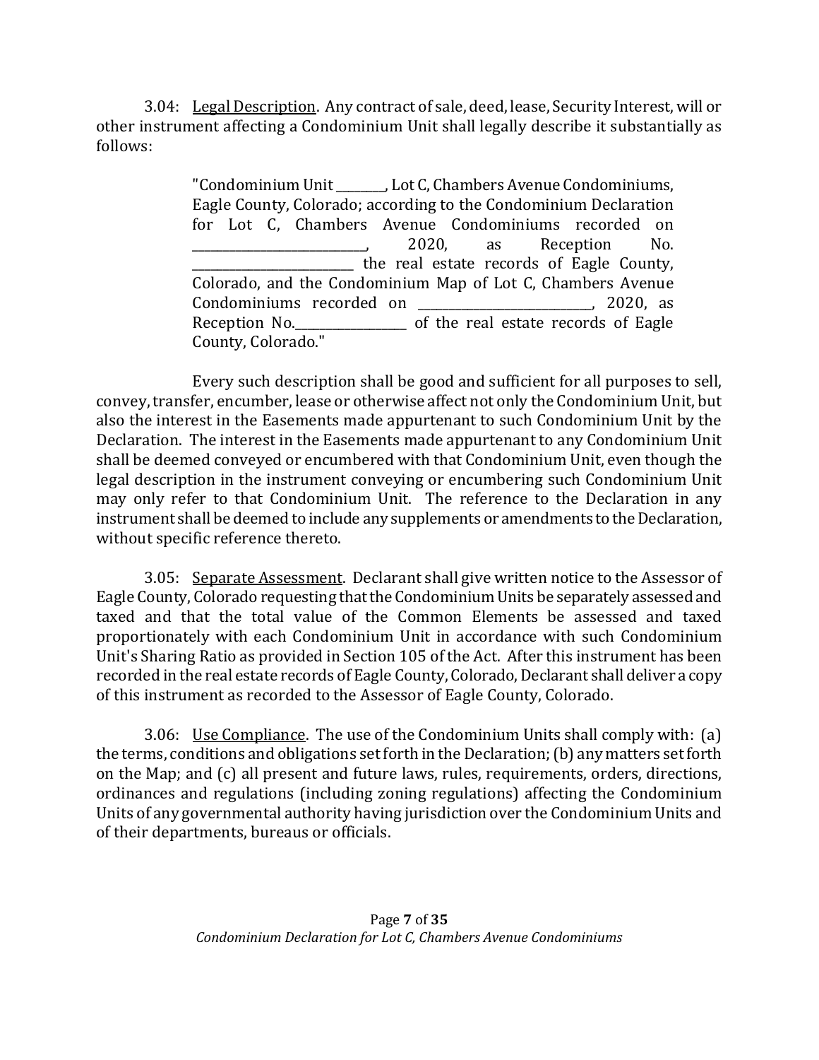3.04: Legal Description. Any contract of sale, deed, lease, Security Interest, will or other instrument affecting a Condominium Unit shall legally describe it substantially as follows:

> "Condominium Unit ________, Lot C, Chambers Avenue Condominiums, Eagle County, Colorado; according to the Condominium Declaration for Lot C, Chambers Avenue Condominiums recorded on ____________________________, 2020, as Reception No. __________________________ the real estate records of Eagle County, Colorado, and the Condominium Map of Lot C, Chambers Avenue Condominiums recorded on ____________________________, 2020, as Reception No.__________________ of the real estate records of Eagle County, Colorado."

Every such description shall be good and sufficient for all purposes to sell, convey, transfer, encumber, lease or otherwise affect not only the Condominium Unit, but also the interest in the Easements made appurtenant to such Condominium Unit by the Declaration. The interest in the Easements made appurtenant to any Condominium Unit shall be deemed conveyed or encumbered with that Condominium Unit, even though the legal description in the instrument conveying or encumbering such Condominium Unit may only refer to that Condominium Unit. The reference to the Declaration in any instrument shall be deemed to include any supplements or amendments to the Declaration, without specific reference thereto.

3.05: Separate Assessment. Declarant shall give written notice to the Assessor of Eagle County, Colorado requesting that the Condominium Units be separately assessed and taxed and that the total value of the Common Elements be assessed and taxed proportionately with each Condominium Unit in accordance with such Condominium Unit's Sharing Ratio as provided in Section 105 of the Act. After this instrument has been recorded in the real estate records of Eagle County, Colorado, Declarant shall deliver a copy of this instrument as recorded to the Assessor of Eagle County, Colorado.

3.06: Use Compliance. The use of the Condominium Units shall comply with: (a) the terms, conditions and obligations set forth in the Declaration; (b) any matters set forth on the Map; and (c) all present and future laws, rules, requirements, orders, directions, ordinances and regulations (including zoning regulations) affecting the Condominium Units of any governmental authority having jurisdiction over the Condominium Units and of their departments, bureaus or officials.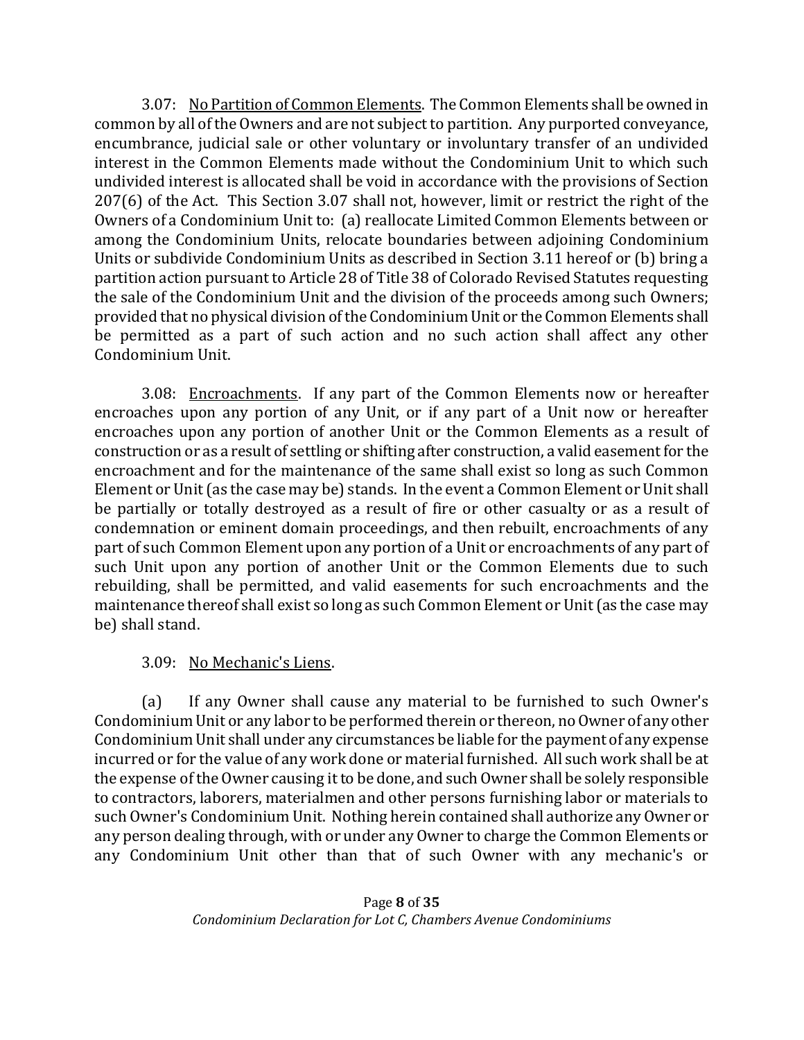3.07: <u>No Partition of Common Elements</u>. The Common Elements shall be owned in common by all of the Owners and are not subject to partition. Any purported conveyance, encumbrance, judicial sale or other voluntary or involuntary transfer of an undivided interest in the Common Elements made without the Condominium Unit to which such undivided interest is allocated shall be void in accordance with the provisions of Section 207(6) of the Act. This Section 3.07 shall not, however, limit or restrict the right of the Owners of a Condominium Unit to: (a) reallocate Limited Common Elements between or among the Condominium Units, relocate boundaries between adjoining Condominium Units or subdivide Condominium Units as described in Section 3.11 hereof or (b) bring a partition action pursuant to Article 28 of Title 38 of Colorado Revised Statutes requesting the sale of the Condominium Unit and the division of the proceeds among such Owners; provided that no physical division of the Condominium Unit or the Common Elements shall be permitted as a part of such action and no such action shall affect any other Condominium Unit.

3.08: <u>Encroachments</u>. If any part of the Common Elements now or hereafter encroaches upon any portion of any Unit, or if any part of a Unit now or hereafter encroaches upon any portion of another Unit or the Common Elements as a result of construction or as a result of settling or shifting after construction, a valid easement for the encroachment and for the maintenance of the same shall exist so long as such Common Element or Unit (as the case may be) stands. In the event a Common Element or Unit shall be partially or totally destroyed as a result of fire or other casualty or as a result of condemnation or eminent domain proceedings, and then rebuilt, encroachments of any part of such Common Element upon any portion of a Unit or encroachments of any part of such Unit upon any portion of another Unit or the Common Elements due to such rebuilding, shall be permitted, and valid easements for such encroachments and the maintenance thereof shall exist so long as such Common Element or Unit (as the case may be) shall stand.

3.09: <u>No Mechanic's Liens</u>.

(a) If any Owner shall cause any material to be furnished to such Owner's Condominium Unit or any labor to be performed therein or thereon, no Owner of any other Condominium Unit shall under any circumstances be liable for the payment of any expense incurred or for the value of any work done or material furnished. All such work shall be at the expense of the Owner causing it to be done, and such Owner shall be solely responsible to contractors, laborers, materialmen and other persons furnishing labor or materials to such Owner's Condominium Unit. Nothing herein contained shall authorize any Owner or any person dealing through, with or under any Owner to charge the Common Elements or any Condominium Unit other than that of such Owner with any mechanic's or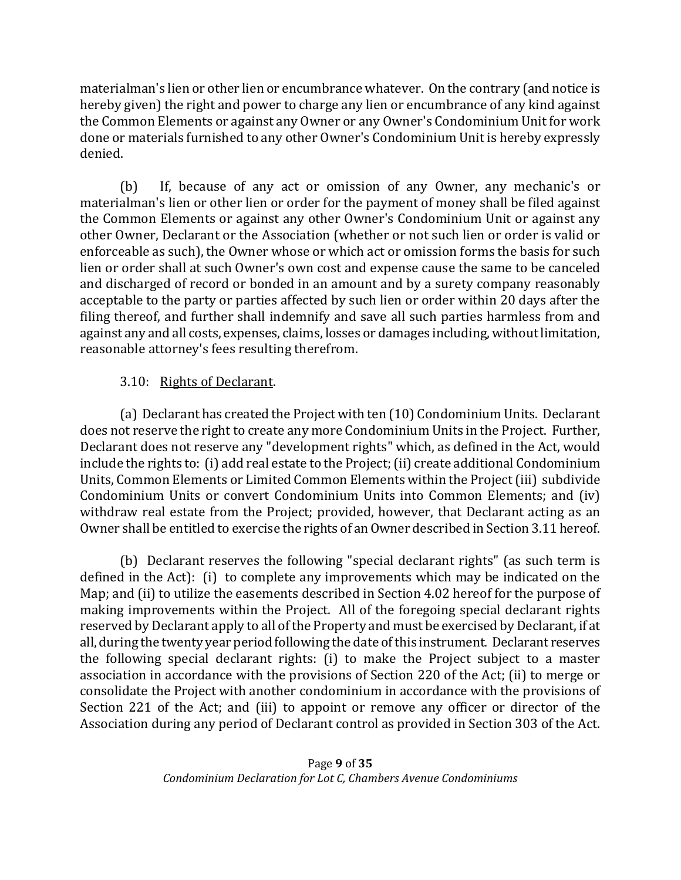materialman's lien or other lien or encumbrance whatever. On the contrary (and notice is hereby given) the right and power to charge any lien or encumbrance of any kind against the Common Elements or against any Owner or any Owner's Condominium Unit for work done or materials furnished to any other Owner's Condominium Unit is hereby expressly denied.

(b) If, because of any act or omission of any Owner, any mechanic's or materialman's lien or other lien or order for the payment of money shall be filed against the Common Elements or against any other Owner's Condominium Unit or against any other Owner, Declarant or the Association (whether or not such lien or order is valid or enforceable as such), the Owner whose or which act or omission forms the basis for such lien or order shall at such Owner's own cost and expense cause the same to be canceled and discharged of record or bonded in an amount and by a surety company reasonably acceptable to the party or parties affected by such lien or order within 20 days after the filing thereof, and further shall indemnify and save all such parties harmless from and against any and all costs, expenses, claims, losses or damages including, without limitation, reasonable attorney's fees resulting therefrom.

3.10: Rights of Declarant.

(a) Declarant has created the Project with ten (10) Condominium Units. Declarant does not reserve the right to create any more Condominium Units in the Project. Further, Declarant does not reserve any "development rights" which, as defined in the Act, would include the rights to: (i) add real estate to the Project; (ii) create additional Condominium Units, Common Elements or Limited Common Elements within the Project (iii) subdivide Condominium Units or convert Condominium Units into Common Elements; and (iv) withdraw real estate from the Project; provided, however, that Declarant acting as an Owner shall be entitled to exercise the rights of an Owner described in Section 3.11 hereof.

(b) Declarant reserves the following "special declarant rights" (as such term is defined in the Act): (i) to complete any improvements which may be indicated on the Map; and (ii) to utilize the easements described in Section 4.02 hereof for the purpose of making improvements within the Project. All of the foregoing special declarant rights reserved by Declarant apply to all of the Property and must be exercised by Declarant, if at all, during the twenty year period following the date of this instrument. Declarant reserves the following special declarant rights: (i) to make the Project subject to a master association in accordance with the provisions of Section 220 of the Act; (ii) to merge or consolidate the Project with another condominium in accordance with the provisions of Section 221 of the Act; and (iii) to appoint or remove any officer or director of the Association during any period of Declarant control as provided in Section 303 of the Act.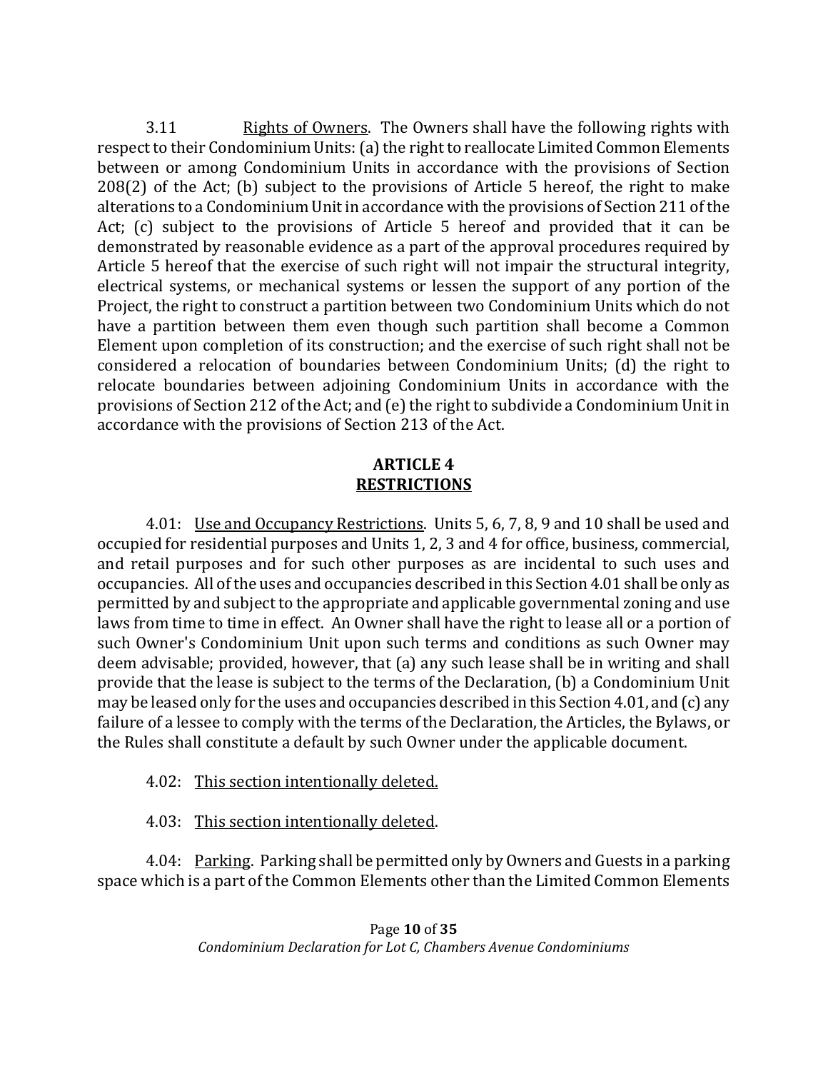3.11 Rights of Owners. The Owners shall have the following rights with respect to their Condominium Units: (a) the right to reallocate Limited Common Elements between or among Condominium Units in accordance with the provisions of Section 208(2) of the Act; (b) subject to the provisions of Article 5 hereof, the right to make alterations to a Condominium Unit in accordance with the provisions of Section 211 of the Act; (c) subject to the provisions of Article 5 hereof and provided that it can be demonstrated by reasonable evidence as a part of the approval procedures required by Article 5 hereof that the exercise of such right will not impair the structural integrity, electrical systems, or mechanical systems or lessen the support of any portion of the Project, the right to construct a partition between two Condominium Units which do not have a partition between them even though such partition shall become a Common Element upon completion of its construction; and the exercise of such right shall not be considered a relocation of boundaries between Condominium Units; (d) the right to relocate boundaries between adjoining Condominium Units in accordance with the provisions of Section 212 of the Act; and (e) the right to subdivide a Condominium Unit in accordance with the provisions of Section 213 of the Act.

## ARTICLE 4
## RESTRICTIONS

4.01: Use and Occupancy Restrictions. Units 5, 6, 7, 8, 9 and 10 shall be used and occupied for residential purposes and Units 1, 2, 3 and 4 for office, business, commercial, and retail purposes and for such other purposes as are incidental to such uses and occupancies. All of the uses and occupancies described in this Section 4.01 shall be only as permitted by and subject to the appropriate and applicable governmental zoning and use laws from time to time in effect. An Owner shall have the right to lease all or a portion of such Owner's Condominium Unit upon such terms and conditions as such Owner may deem advisable; provided, however, that (a) any such lease shall be in writing and shall provide that the lease is subject to the terms of the Declaration, (b) a Condominium Unit may be leased only for the uses and occupancies described in this Section 4.01, and (c) any failure of a lessee to comply with the terms of the Declaration, the Articles, the Bylaws, or the Rules shall constitute a default by such Owner under the applicable document.

4.02: This section intentionally deleted.

4.03: This section intentionally deleted.

4.04: Parking. Parking shall be permitted only by Owners and Guests in a parking space which is a part of the Common Elements other than the Limited Common Elements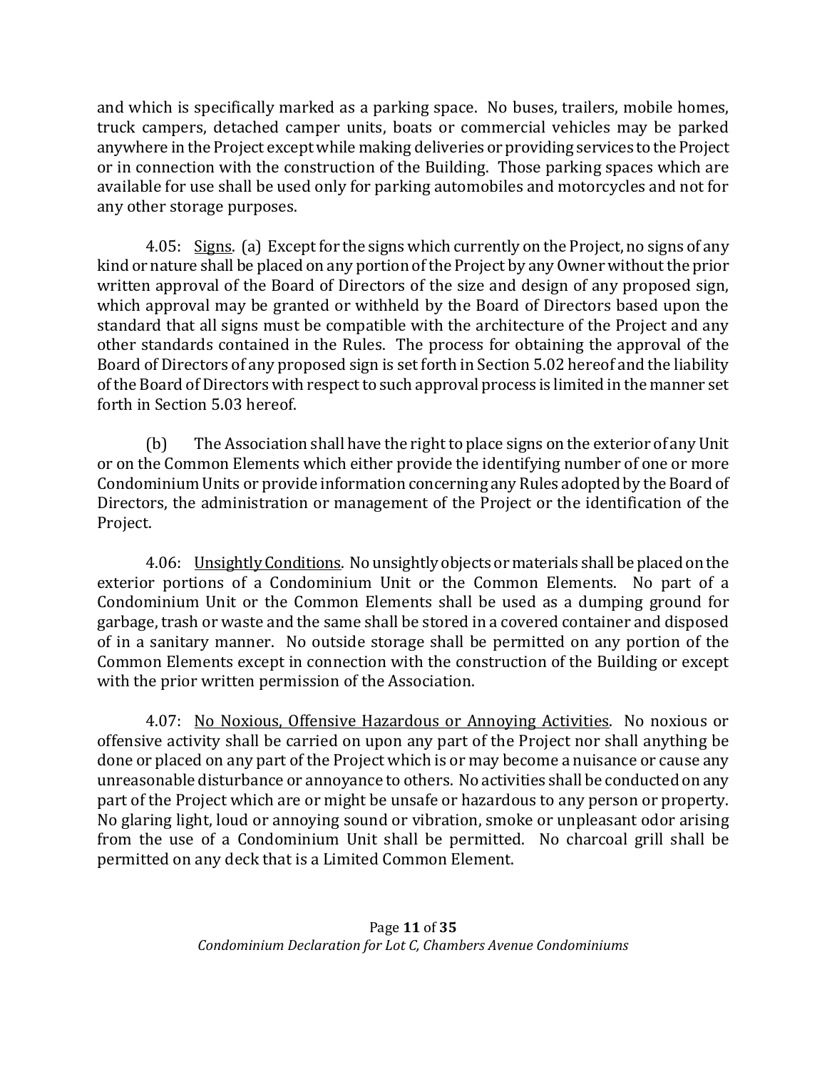and which is specifically marked as a parking space. No buses, trailers, mobile homes, truck campers, detached camper units, boats or commercial vehicles may be parked anywhere in the Project except while making deliveries or providing services to the Project or in connection with the construction of the Building. Those parking spaces which are available for use shall be used only for parking automobiles and motorcycles and not for any other storage purposes.

4.05: Signs. (a) Except for the signs which currently on the Project, no signs of any kind or nature shall be placed on any portion of the Project by any Owner without the prior written approval of the Board of Directors of the size and design of any proposed sign, which approval may be granted or withheld by the Board of Directors based upon the standard that all signs must be compatible with the architecture of the Project and any other standards contained in the Rules. The process for obtaining the approval of the Board of Directors of any proposed sign is set forth in Section 5.02 hereof and the liability of the Board of Directors with respect to such approval process is limited in the manner set forth in Section 5.03 hereof.

(b) The Association shall have the right to place signs on the exterior of any Unit or on the Common Elements which either provide the identifying number of one or more Condominium Units or provide information concerning any Rules adopted by the Board of Directors, the administration or management of the Project or the identification of the Project.

4.06: Unsightly Conditions. No unsightly objects or materials shall be placed on the exterior portions of a Condominium Unit or the Common Elements. No part of a Condominium Unit or the Common Elements shall be used as a dumping ground for garbage, trash or waste and the same shall be stored in a covered container and disposed of in a sanitary manner. No outside storage shall be permitted on any portion of the Common Elements except in connection with the construction of the Building or except with the prior written permission of the Association.

4.07: No Noxious, Offensive Hazardous or Annoying Activities. No noxious or offensive activity shall be carried on upon any part of the Project nor shall anything be done or placed on any part of the Project which is or may become a nuisance or cause any unreasonable disturbance or annoyance to others. No activities shall be conducted on any part of the Project which are or might be unsafe or hazardous to any person or property. No glaring light, loud or annoying sound or vibration, smoke or unpleasant odor arising from the use of a Condominium Unit shall be permitted. No charcoal grill shall be permitted on any deck that is a Limited Common Element.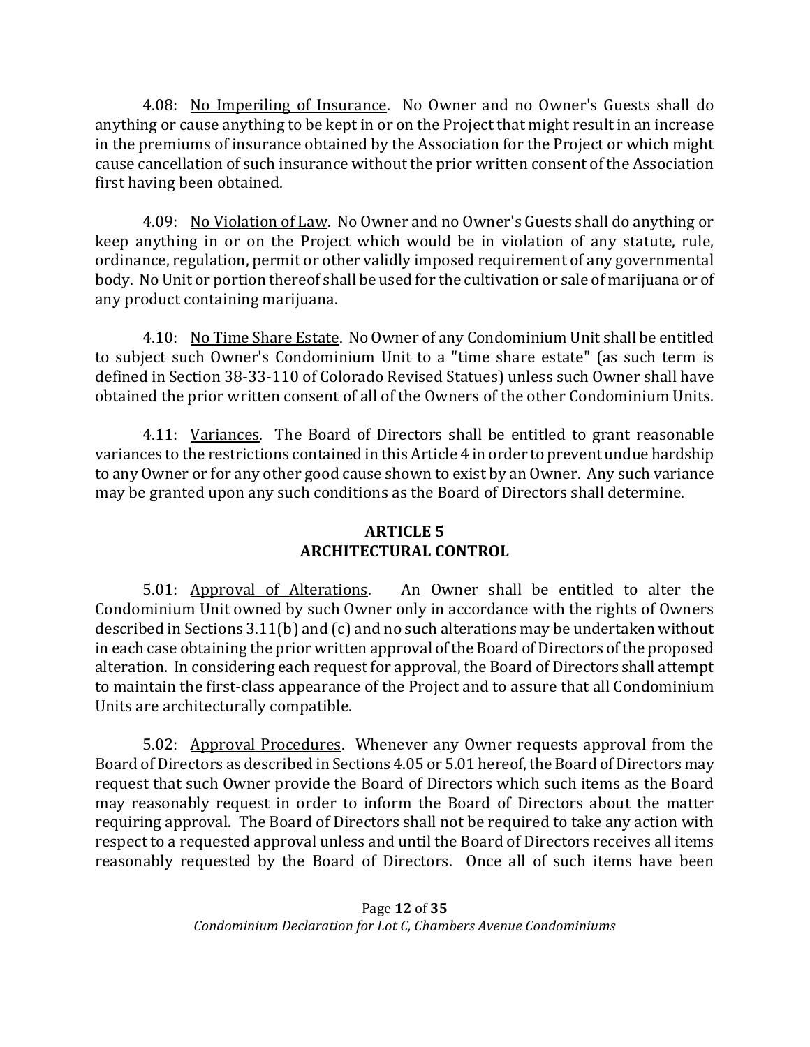4.08: <u>No Imperiling of Insurance</u>. No Owner and no Owner's Guests shall do anything or cause anything to be kept in or on the Project that might result in an increase in the premiums of insurance obtained by the Association for the Project or which might cause cancellation of such insurance without the prior written consent of the Association first having been obtained.

4.09: <u>No Violation of Law</u>. No Owner and no Owner's Guests shall do anything or keep anything in or on the Project which would be in violation of any statute, rule, ordinance, regulation, permit or other validly imposed requirement of any governmental body. No Unit or portion thereof shall be used for the cultivation or sale of marijuana or of any product containing marijuana.

4.10: <u>No Time Share Estate</u>. No Owner of any Condominium Unit shall be entitled to subject such Owner's Condominium Unit to a "time share estate" (as such term is defined in Section 38-33-110 of Colorado Revised Statues) unless such Owner shall have obtained the prior written consent of all of the Owners of the other Condominium Units.

4.11: <u>Variances</u>. The Board of Directors shall be entitled to grant reasonable variances to the restrictions contained in this Article 4 in order to prevent undue hardship to any Owner or for any other good cause shown to exist by an Owner. Any such variance may be granted upon any such conditions as the Board of Directors shall determine.

## ARTICLE 5
## <u>ARCHITECTURAL CONTROL</u>

5.01: <u>Approval of Alterations</u>. An Owner shall be entitled to alter the Condominium Unit owned by such Owner only in accordance with the rights of Owners described in Sections 3.11(b) and (c) and no such alterations may be undertaken without in each case obtaining the prior written approval of the Board of Directors of the proposed alteration. In considering each request for approval, the Board of Directors shall attempt to maintain the first-class appearance of the Project and to assure that all Condominium Units are architecturally compatible.

5.02: <u>Approval Procedures</u>. Whenever any Owner requests approval from the Board of Directors as described in Sections 4.05 or 5.01 hereof, the Board of Directors may request that such Owner provide the Board of Directors which such items as the Board may reasonably request in order to inform the Board of Directors about the matter requiring approval. The Board of Directors shall not be required to take any action with respect to a requested approval unless and until the Board of Directors receives all items reasonably requested by the Board of Directors. Once all of such items have been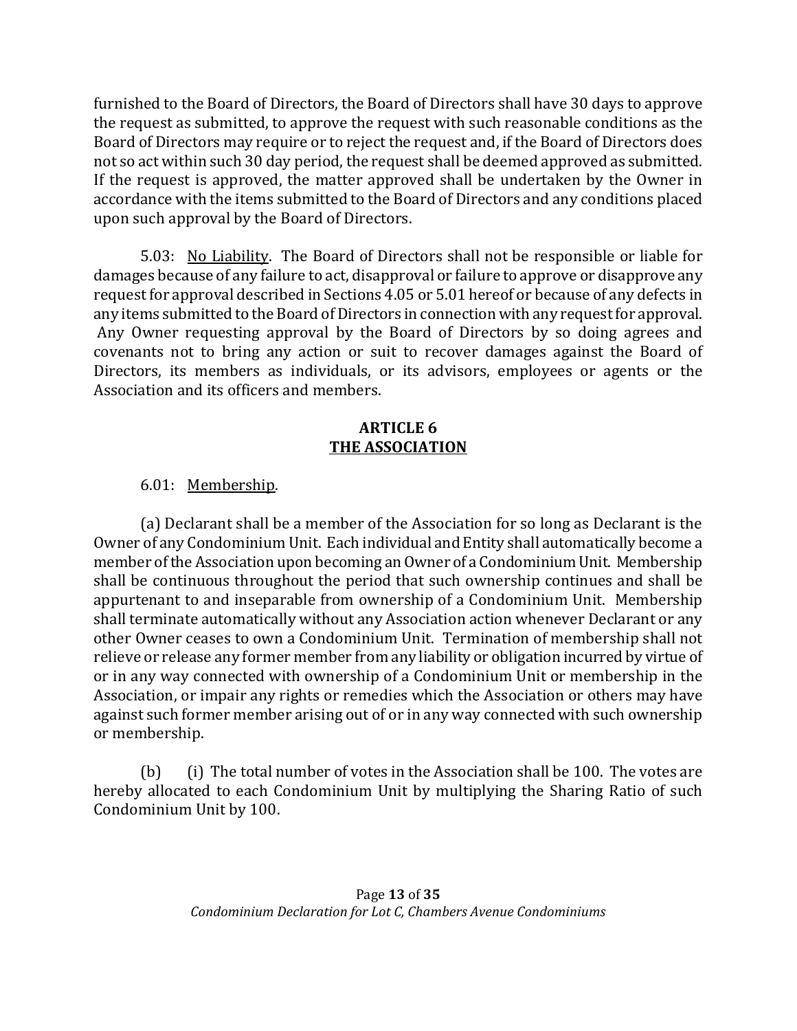furnished to the Board of Directors, the Board of Directors shall have 30 days to approve the request as submitted, to approve the request with such reasonable conditions as the Board of Directors may require or to reject the request and, if the Board of Directors does not so act within such 30 day period, the request shall be deemed approved as submitted. If the request is approved, the matter approved shall be undertaken by the Owner in accordance with the items submitted to the Board of Directors and any conditions placed upon such approval by the Board of Directors.

5.03: No Liability. The Board of Directors shall not be responsible or liable for damages because of any failure to act, disapproval or failure to approve or disapprove any request for approval described in Sections 4.05 or 5.01 hereof or because of any defects in any items submitted to the Board of Directors in connection with any request for approval. Any Owner requesting approval by the Board of Directors by so doing agrees and covenants not to bring any action or suit to recover damages against the Board of Directors, its members as individuals, or its advisors, employees or agents or the Association and its officers and members.

## ARTICLE 6
## THE ASSOCIATION

6.01: Membership.

(a) Declarant shall be a member of the Association for so long as Declarant is the Owner of any Condominium Unit. Each individual and Entity shall automatically become a member of the Association upon becoming an Owner of a Condominium Unit. Membership shall be continuous throughout the period that such ownership continues and shall be appurtenant to and inseparable from ownership of a Condominium Unit. Membership shall terminate automatically without any Association action whenever Declarant or any other Owner ceases to own a Condominium Unit. Termination of membership shall not relieve or release any former member from any liability or obligation incurred by virtue of or in any way connected with ownership of a Condominium Unit or membership in the Association, or impair any rights or remedies which the Association or others may have against such former member arising out of or in any way connected with such ownership or membership.

(b) (i) The total number of votes in the Association shall be 100. The votes are hereby allocated to each Condominium Unit by multiplying the Sharing Ratio of such Condominium Unit by 100.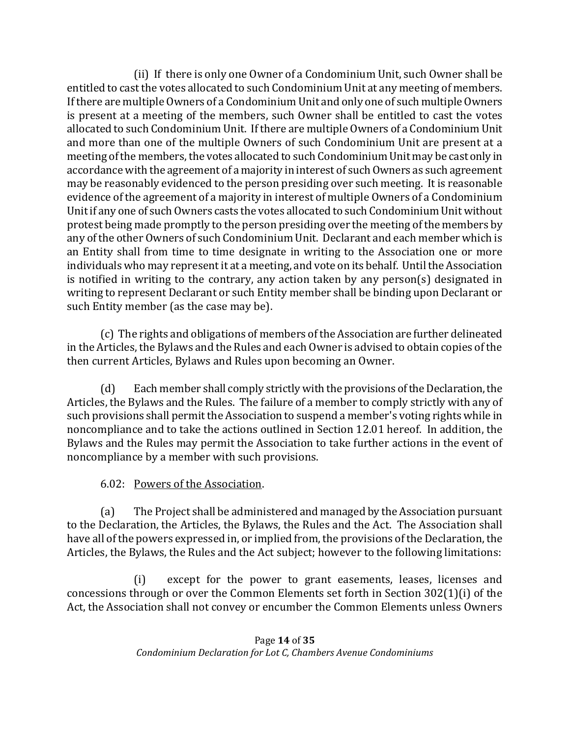(ii) If there is only one Owner of a Condominium Unit, such Owner shall be entitled to cast the votes allocated to such Condominium Unit at any meeting of members. If there are multiple Owners of a Condominium Unit and only one of such multiple Owners is present at a meeting of the members, such Owner shall be entitled to cast the votes allocated to such Condominium Unit. If there are multiple Owners of a Condominium Unit and more than one of the multiple Owners of such Condominium Unit are present at a meeting of the members, the votes allocated to such Condominium Unit may be cast only in accordance with the agreement of a majority in interest of such Owners as such agreement may be reasonably evidenced to the person presiding over such meeting. It is reasonable evidence of the agreement of a majority in interest of multiple Owners of a Condominium Unit if any one of such Owners casts the votes allocated to such Condominium Unit without protest being made promptly to the person presiding over the meeting of the members by any of the other Owners of such Condominium Unit. Declarant and each member which is an Entity shall from time to time designate in writing to the Association one or more individuals who may represent it at a meeting, and vote on its behalf. Until the Association is notified in writing to the contrary, any action taken by any person(s) designated in writing to represent Declarant or such Entity member shall be binding upon Declarant or such Entity member (as the case may be).

(c) The rights and obligations of members of the Association are further delineated in the Articles, the Bylaws and the Rules and each Owner is advised to obtain copies of the then current Articles, Bylaws and Rules upon becoming an Owner.

(d) Each member shall comply strictly with the provisions of the Declaration, the Articles, the Bylaws and the Rules. The failure of a member to comply strictly with any of such provisions shall permit the Association to suspend a member's voting rights while in noncompliance and to take the actions outlined in Section 12.01 hereof. In addition, the Bylaws and the Rules may permit the Association to take further actions in the event of noncompliance by a member with such provisions.

6.02: Powers of the Association.

(a) The Project shall be administered and managed by the Association pursuant to the Declaration, the Articles, the Bylaws, the Rules and the Act. The Association shall have all of the powers expressed in, or implied from, the provisions of the Declaration, the Articles, the Bylaws, the Rules and the Act subject; however to the following limitations:

(i) except for the power to grant easements, leases, licenses and concessions through or over the Common Elements set forth in Section 302(1)(i) of the Act, the Association shall not convey or encumber the Common Elements unless Owners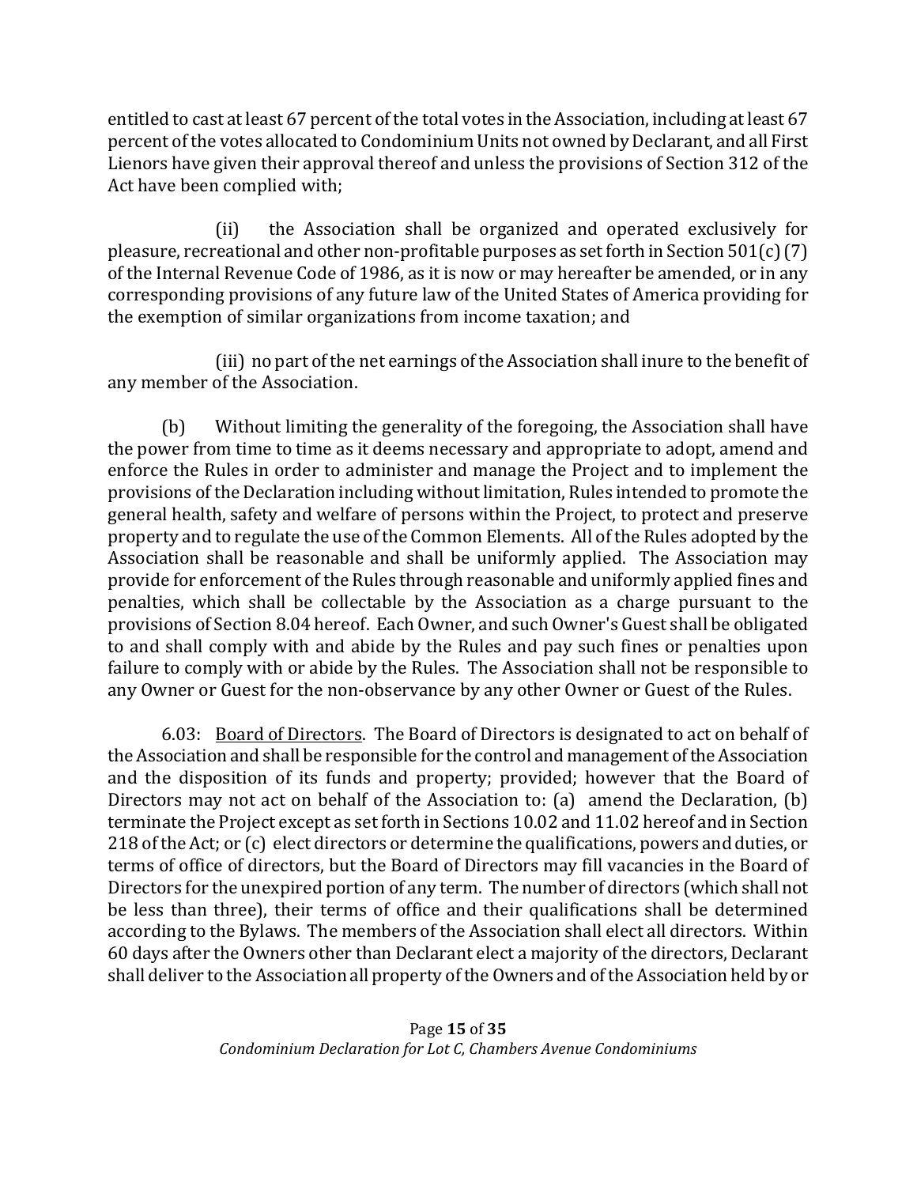entitled to cast at least 67 percent of the total votes in the Association, including at least 67 percent of the votes allocated to Condominium Units not owned by Declarant, and all First Lienors have given their approval thereof and unless the provisions of Section 312 of the Act have been complied with;

(ii) the Association shall be organized and operated exclusively for pleasure, recreational and other non-profitable purposes as set forth in Section 501(c) (7) of the Internal Revenue Code of 1986, as it is now or may hereafter be amended, or in any corresponding provisions of any future law of the United States of America providing for the exemption of similar organizations from income taxation; and

(iii) no part of the net earnings of the Association shall inure to the benefit of any member of the Association.

(b) Without limiting the generality of the foregoing, the Association shall have the power from time to time as it deems necessary and appropriate to adopt, amend and enforce the Rules in order to administer and manage the Project and to implement the provisions of the Declaration including without limitation, Rules intended to promote the general health, safety and welfare of persons within the Project, to protect and preserve property and to regulate the use of the Common Elements. All of the Rules adopted by the Association shall be reasonable and shall be uniformly applied. The Association may provide for enforcement of the Rules through reasonable and uniformly applied fines and penalties, which shall be collectable by the Association as a charge pursuant to the provisions of Section 8.04 hereof. Each Owner, and such Owner's Guest shall be obligated to and shall comply with and abide by the Rules and pay such fines or penalties upon failure to comply with or abide by the Rules. The Association shall not be responsible to any Owner or Guest for the non-observance by any other Owner or Guest of the Rules.

6.03: Board of Directors. The Board of Directors is designated to act on behalf of the Association and shall be responsible for the control and management of the Association and the disposition of its funds and property; provided; however that the Board of Directors may not act on behalf of the Association to: (a) amend the Declaration, (b) terminate the Project except as set forth in Sections 10.02 and 11.02 hereof and in Section 218 of the Act; or (c) elect directors or determine the qualifications, powers and duties, or terms of office of directors, but the Board of Directors may fill vacancies in the Board of Directors for the unexpired portion of any term. The number of directors (which shall not be less than three), their terms of office and their qualifications shall be determined according to the Bylaws. The members of the Association shall elect all directors. Within 60 days after the Owners other than Declarant elect a majority of the directors, Declarant shall deliver to the Association all property of the Owners and of the Association held by or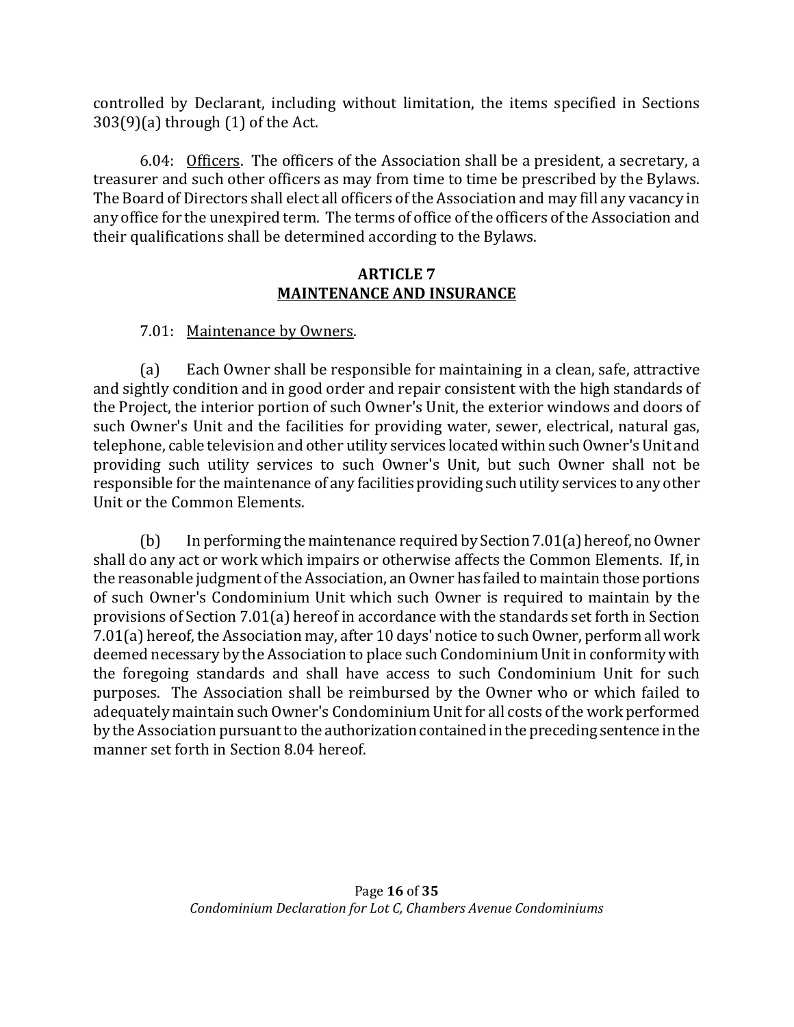controlled by Declarant, including without limitation, the items specified in Sections 303(9)(a) through (1) of the Act.

6.04: Officers. The officers of the Association shall be a president, a secretary, a treasurer and such other officers as may from time to time be prescribed by the Bylaws. The Board of Directors shall elect all officers of the Association and may fill any vacancy in any office for the unexpired term. The terms of office of the officers of the Association and their qualifications shall be determined according to the Bylaws.

## ARTICLE 7
## MAINTENANCE AND INSURANCE

7.01: Maintenance by Owners.

(a) Each Owner shall be responsible for maintaining in a clean, safe, attractive and sightly condition and in good order and repair consistent with the high standards of the Project, the interior portion of such Owner's Unit, the exterior windows and doors of such Owner's Unit and the facilities for providing water, sewer, electrical, natural gas, telephone, cable television and other utility services located within such Owner's Unit and providing such utility services to such Owner's Unit, but such Owner shall not be responsible for the maintenance of any facilities providing such utility services to any other Unit or the Common Elements.

(b) In performing the maintenance required by Section 7.01(a) hereof, no Owner shall do any act or work which impairs or otherwise affects the Common Elements. If, in the reasonable judgment of the Association, an Owner has failed to maintain those portions of such Owner's Condominium Unit which such Owner is required to maintain by the provisions of Section 7.01(a) hereof in accordance with the standards set forth in Section 7.01(a) hereof, the Association may, after 10 days' notice to such Owner, perform all work deemed necessary by the Association to place such Condominium Unit in conformity with the foregoing standards and shall have access to such Condominium Unit for such purposes. The Association shall be reimbursed by the Owner who or which failed to adequately maintain such Owner's Condominium Unit for all costs of the work performed by the Association pursuant to the authorization contained in the preceding sentence in the manner set forth in Section 8.04 hereof.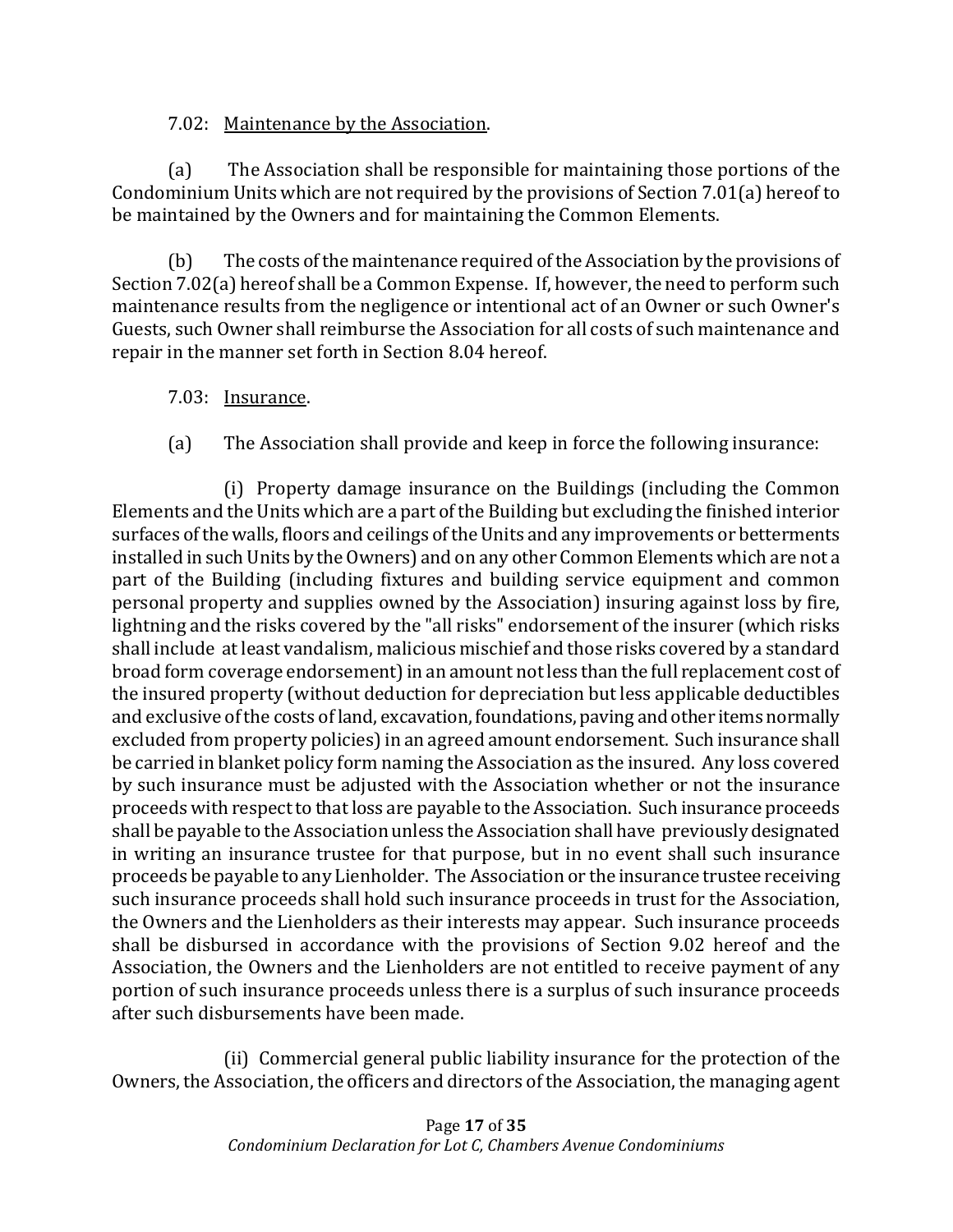7.02: <u>Maintenance by the Association</u>.

(a) The Association shall be responsible for maintaining those portions of the Condominium Units which are not required by the provisions of Section 7.01(a) hereof to be maintained by the Owners and for maintaining the Common Elements.

(b) The costs of the maintenance required of the Association by the provisions of Section 7.02(a) hereof shall be a Common Expense. If, however, the need to perform such maintenance results from the negligence or intentional act of an Owner or such Owner's Guests, such Owner shall reimburse the Association for all costs of such maintenance and repair in the manner set forth in Section 8.04 hereof.

7.03: <u>Insurance</u>.

(a) The Association shall provide and keep in force the following insurance:

(i) Property damage insurance on the Buildings (including the Common Elements and the Units which are a part of the Building but excluding the finished interior surfaces of the walls, floors and ceilings of the Units and any improvements or betterments installed in such Units by the Owners) and on any other Common Elements which are not a part of the Building (including fixtures and building service equipment and common personal property and supplies owned by the Association) insuring against loss by fire, lightning and the risks covered by the "all risks" endorsement of the insurer (which risks shall include at least vandalism, malicious mischief and those risks covered by a standard broad form coverage endorsement) in an amount not less than the full replacement cost of the insured property (without deduction for depreciation but less applicable deductibles and exclusive of the costs of land, excavation, foundations, paving and other items normally excluded from property policies) in an agreed amount endorsement. Such insurance shall be carried in blanket policy form naming the Association as the insured. Any loss covered by such insurance must be adjusted with the Association whether or not the insurance proceeds with respect to that loss are payable to the Association. Such insurance proceeds shall be payable to the Association unless the Association shall have previously designated in writing an insurance trustee for that purpose, but in no event shall such insurance proceeds be payable to any Lienholder. The Association or the insurance trustee receiving such insurance proceeds shall hold such insurance proceeds in trust for the Association, the Owners and the Lienholders as their interests may appear. Such insurance proceeds shall be disbursed in accordance with the provisions of Section 9.02 hereof and the Association, the Owners and the Lienholders are not entitled to receive payment of any portion of such insurance proceeds unless there is a surplus of such insurance proceeds after such disbursements have been made.

(ii) Commercial general public liability insurance for the protection of the Owners, the Association, the officers and directors of the Association, the managing agent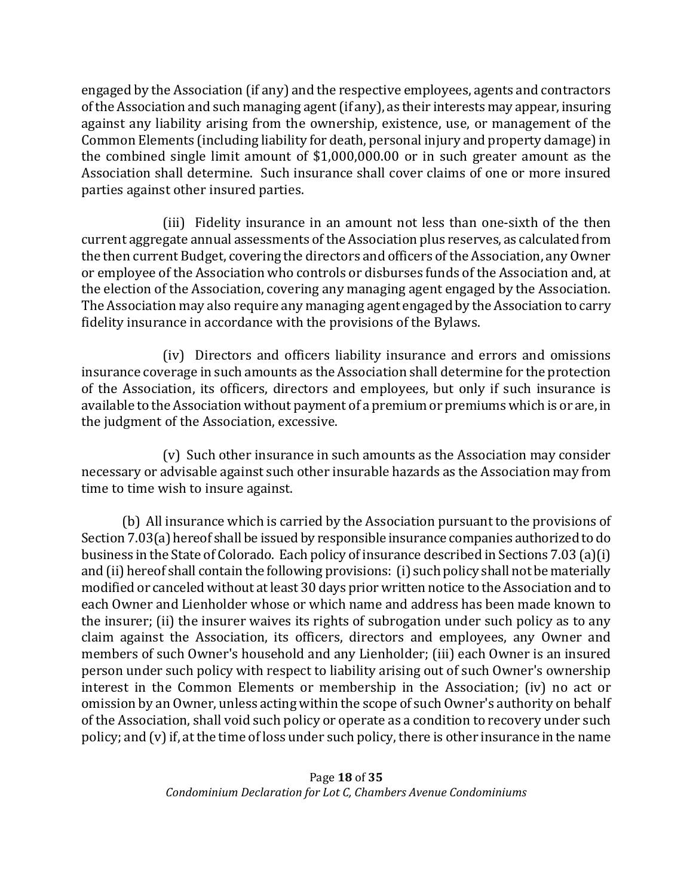engaged by the Association (if any) and the respective employees, agents and contractors of the Association and such managing agent (if any), as their interests may appear, insuring against any liability arising from the ownership, existence, use, or management of the Common Elements (including liability for death, personal injury and property damage) in the combined single limit amount of $1,000,000.00 or in such greater amount as the Association shall determine. Such insurance shall cover claims of one or more insured parties against other insured parties.

(iii) Fidelity insurance in an amount not less than one-sixth of the then current aggregate annual assessments of the Association plus reserves, as calculated from the then current Budget, covering the directors and officers of the Association, any Owner or employee of the Association who controls or disburses funds of the Association and, at the election of the Association, covering any managing agent engaged by the Association. The Association may also require any managing agent engaged by the Association to carry fidelity insurance in accordance with the provisions of the Bylaws.

(iv) Directors and officers liability insurance and errors and omissions insurance coverage in such amounts as the Association shall determine for the protection of the Association, its officers, directors and employees, but only if such insurance is available to the Association without payment of a premium or premiums which is or are, in the judgment of the Association, excessive.

(v) Such other insurance in such amounts as the Association may consider necessary or advisable against such other insurable hazards as the Association may from time to time wish to insure against.

(b) All insurance which is carried by the Association pursuant to the provisions of Section 7.03(a) hereof shall be issued by responsible insurance companies authorized to do business in the State of Colorado. Each policy of insurance described in Sections 7.03 (a)(i) and (ii) hereof shall contain the following provisions: (i) such policy shall not be materially modified or canceled without at least 30 days prior written notice to the Association and to each Owner and Lienholder whose or which name and address has been made known to the insurer; (ii) the insurer waives its rights of subrogation under such policy as to any claim against the Association, its officers, directors and employees, any Owner and members of such Owner's household and any Lienholder; (iii) each Owner is an insured person under such policy with respect to liability arising out of such Owner's ownership interest in the Common Elements or membership in the Association; (iv) no act or omission by an Owner, unless acting within the scope of such Owner's authority on behalf of the Association, shall void such policy or operate as a condition to recovery under such policy; and (v) if, at the time of loss under such policy, there is other insurance in the name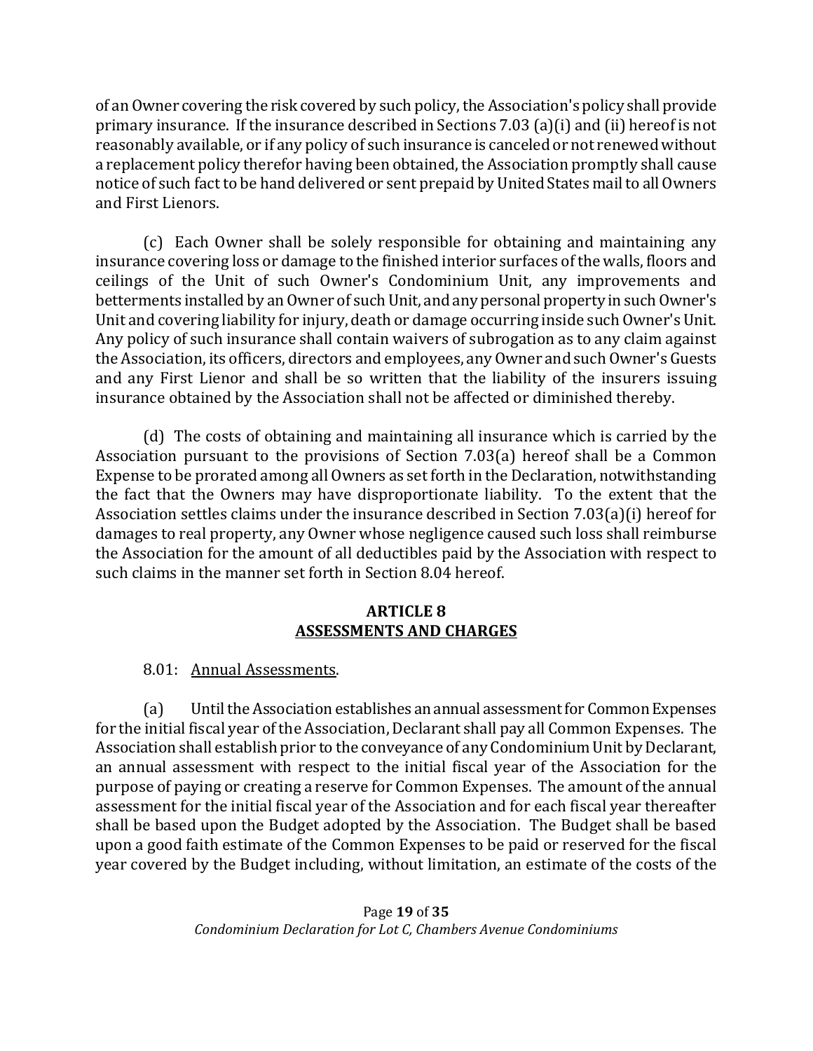of an Owner covering the risk covered by such policy, the Association's policy shall provide primary insurance. If the insurance described in Sections 7.03 (a)(i) and (ii) hereof is not reasonably available, or if any policy of such insurance is canceled or not renewed without a replacement policy therefor having been obtained, the Association promptly shall cause notice of such fact to be hand delivered or sent prepaid by United States mail to all Owners and First Lienors.

(c) Each Owner shall be solely responsible for obtaining and maintaining any insurance covering loss or damage to the finished interior surfaces of the walls, floors and ceilings of the Unit of such Owner's Condominium Unit, any improvements and betterments installed by an Owner of such Unit, and any personal property in such Owner's Unit and covering liability for injury, death or damage occurring inside such Owner's Unit. Any policy of such insurance shall contain waivers of subrogation as to any claim against the Association, its officers, directors and employees, any Owner and such Owner's Guests and any First Lienor and shall be so written that the liability of the insurers issuing insurance obtained by the Association shall not be affected or diminished thereby.

(d) The costs of obtaining and maintaining all insurance which is carried by the Association pursuant to the provisions of Section 7.03(a) hereof shall be a Common Expense to be prorated among all Owners as set forth in the Declaration, notwithstanding the fact that the Owners may have disproportionate liability. To the extent that the Association settles claims under the insurance described in Section 7.03(a)(i) hereof for damages to real property, any Owner whose negligence caused such loss shall reimburse the Association for the amount of all deductibles paid by the Association with respect to such claims in the manner set forth in Section 8.04 hereof.

## ARTICLE 8
## ASSESSMENTS AND CHARGES

8.01: Annual Assessments.

(a) Until the Association establishes an annual assessment for Common Expenses for the initial fiscal year of the Association, Declarant shall pay all Common Expenses. The Association shall establish prior to the conveyance of any Condominium Unit by Declarant, an annual assessment with respect to the initial fiscal year of the Association for the purpose of paying or creating a reserve for Common Expenses. The amount of the annual assessment for the initial fiscal year of the Association and for each fiscal year thereafter shall be based upon the Budget adopted by the Association. The Budget shall be based upon a good faith estimate of the Common Expenses to be paid or reserved for the fiscal year covered by the Budget including, without limitation, an estimate of the costs of the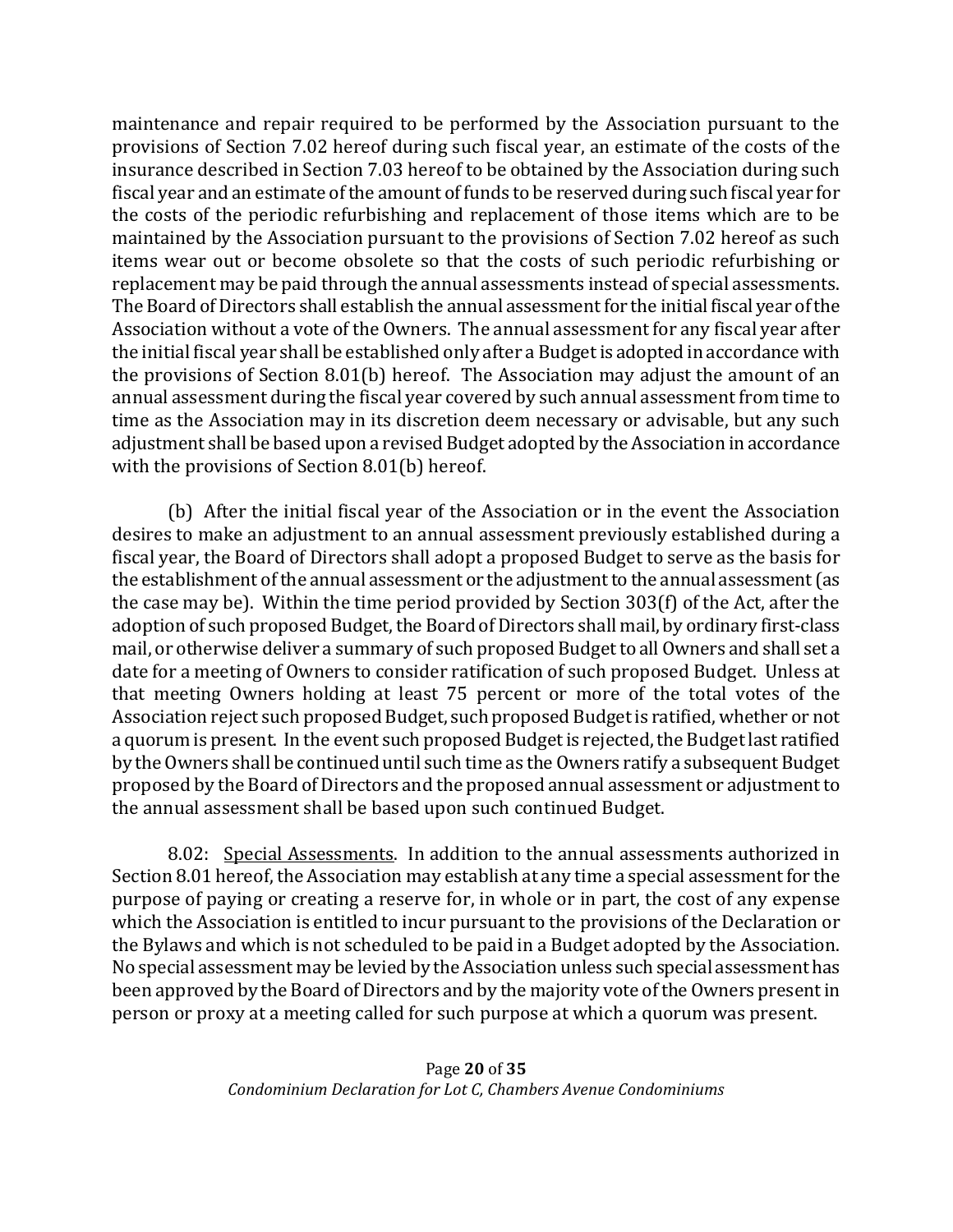maintenance and repair required to be performed by the Association pursuant to the provisions of Section 7.02 hereof during such fiscal year, an estimate of the costs of the insurance described in Section 7.03 hereof to be obtained by the Association during such fiscal year and an estimate of the amount of funds to be reserved during such fiscal year for the costs of the periodic refurbishing and replacement of those items which are to be maintained by the Association pursuant to the provisions of Section 7.02 hereof as such items wear out or become obsolete so that the costs of such periodic refurbishing or replacement may be paid through the annual assessments instead of special assessments. The Board of Directors shall establish the annual assessment for the initial fiscal year of the Association without a vote of the Owners. The annual assessment for any fiscal year after the initial fiscal year shall be established only after a Budget is adopted in accordance with the provisions of Section 8.01(b) hereof. The Association may adjust the amount of an annual assessment during the fiscal year covered by such annual assessment from time to time as the Association may in its discretion deem necessary or advisable, but any such adjustment shall be based upon a revised Budget adopted by the Association in accordance with the provisions of Section 8.01(b) hereof.

(b) After the initial fiscal year of the Association or in the event the Association desires to make an adjustment to an annual assessment previously established during a fiscal year, the Board of Directors shall adopt a proposed Budget to serve as the basis for the establishment of the annual assessment or the adjustment to the annual assessment (as the case may be). Within the time period provided by Section 303(f) of the Act, after the adoption of such proposed Budget, the Board of Directors shall mail, by ordinary first-class mail, or otherwise deliver a summary of such proposed Budget to all Owners and shall set a date for a meeting of Owners to consider ratification of such proposed Budget. Unless at that meeting Owners holding at least 75 percent or more of the total votes of the Association reject such proposed Budget, such proposed Budget is ratified, whether or not a quorum is present. In the event such proposed Budget is rejected, the Budget last ratified by the Owners shall be continued until such time as the Owners ratify a subsequent Budget proposed by the Board of Directors and the proposed annual assessment or adjustment to the annual assessment shall be based upon such continued Budget.

8.02: <u>Special Assessments</u>. In addition to the annual assessments authorized in Section 8.01 hereof, the Association may establish at any time a special assessment for the purpose of paying or creating a reserve for, in whole or in part, the cost of any expense which the Association is entitled to incur pursuant to the provisions of the Declaration or the Bylaws and which is not scheduled to be paid in a Budget adopted by the Association. No special assessment may be levied by the Association unless such special assessment has been approved by the Board of Directors and by the majority vote of the Owners present in person or proxy at a meeting called for such purpose at which a quorum was present.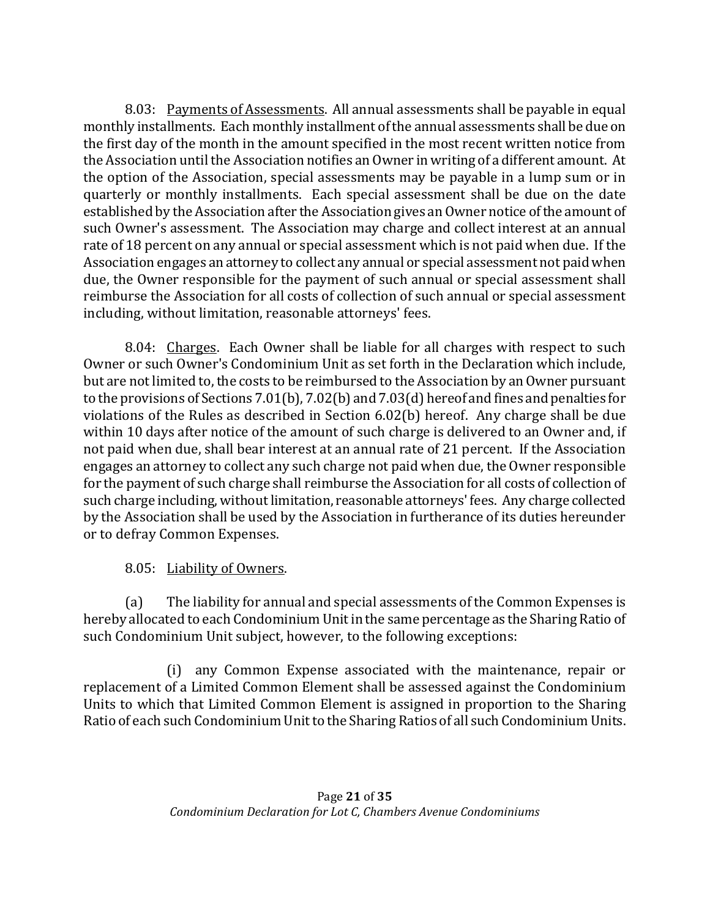8.03: <u>Payments of Assessments</u>. All annual assessments shall be payable in equal monthly installments. Each monthly installment of the annual assessments shall be due on the first day of the month in the amount specified in the most recent written notice from the Association until the Association notifies an Owner in writing of a different amount. At the option of the Association, special assessments may be payable in a lump sum or in quarterly or monthly installments. Each special assessment shall be due on the date established by the Association after the Association gives an Owner notice of the amount of such Owner's assessment. The Association may charge and collect interest at an annual rate of 18 percent on any annual or special assessment which is not paid when due. If the Association engages an attorney to collect any annual or special assessment not paid when due, the Owner responsible for the payment of such annual or special assessment shall reimburse the Association for all costs of collection of such annual or special assessment including, without limitation, reasonable attorneys' fees.

8.04: <u>Charges</u>. Each Owner shall be liable for all charges with respect to such Owner or such Owner's Condominium Unit as set forth in the Declaration which include, but are not limited to, the costs to be reimbursed to the Association by an Owner pursuant to the provisions of Sections 7.01(b), 7.02(b) and 7.03(d) hereof and fines and penalties for violations of the Rules as described in Section 6.02(b) hereof. Any charge shall be due within 10 days after notice of the amount of such charge is delivered to an Owner and, if not paid when due, shall bear interest at an annual rate of 21 percent. If the Association engages an attorney to collect any such charge not paid when due, the Owner responsible for the payment of such charge shall reimburse the Association for all costs of collection of such charge including, without limitation, reasonable attorneys' fees. Any charge collected by the Association shall be used by the Association in furtherance of its duties hereunder or to defray Common Expenses.

8.05: <u>Liability of Owners</u>.

(a) The liability for annual and special assessments of the Common Expenses is hereby allocated to each Condominium Unit in the same percentage as the Sharing Ratio of such Condominium Unit subject, however, to the following exceptions:

(i) any Common Expense associated with the maintenance, repair or replacement of a Limited Common Element shall be assessed against the Condominium Units to which that Limited Common Element is assigned in proportion to the Sharing Ratio of each such Condominium Unit to the Sharing Ratios of all such Condominium Units.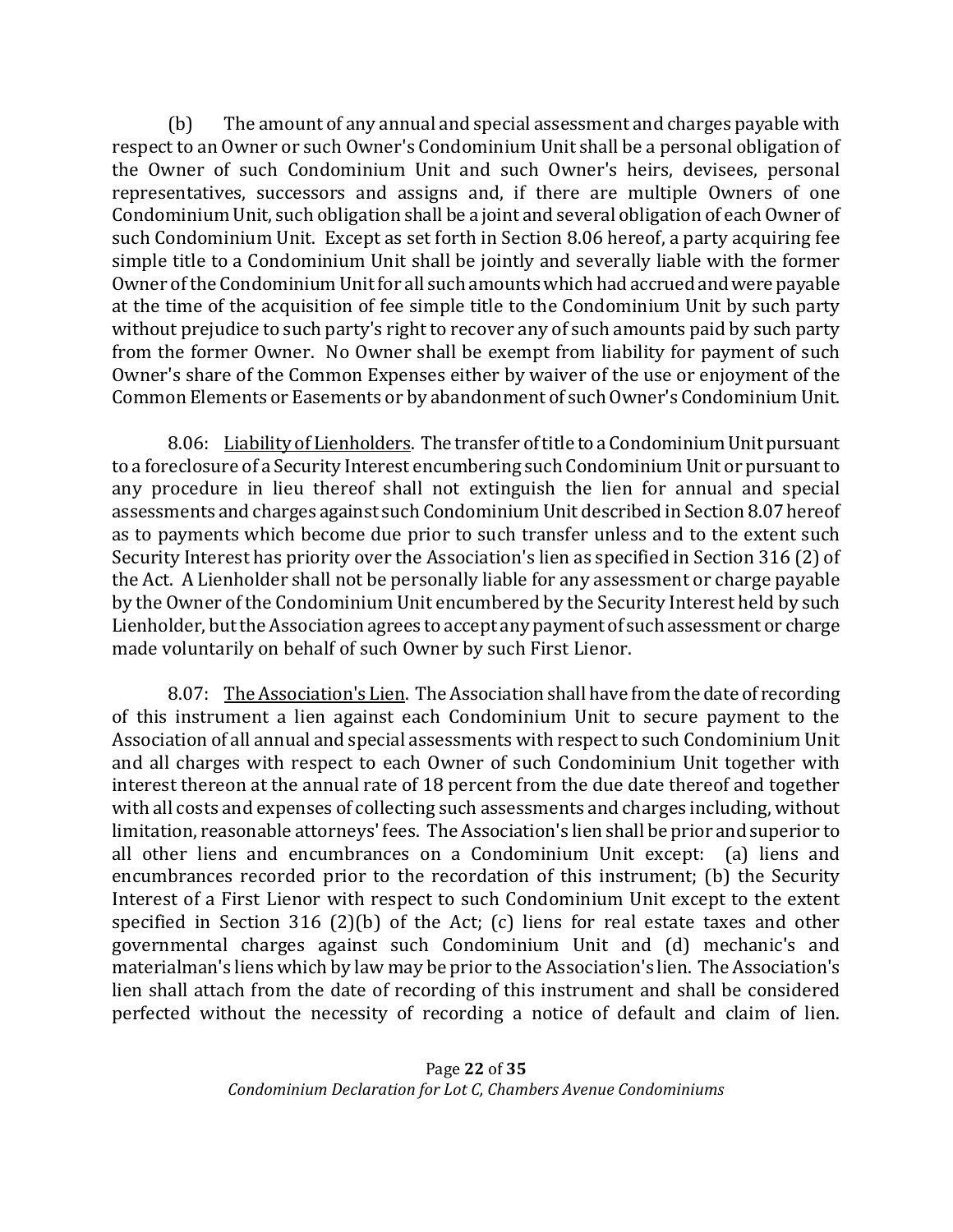(b) The amount of any annual and special assessment and charges payable with respect to an Owner or such Owner's Condominium Unit shall be a personal obligation of the Owner of such Condominium Unit and such Owner's heirs, devisees, personal representatives, successors and assigns and, if there are multiple Owners of one Condominium Unit, such obligation shall be a joint and several obligation of each Owner of such Condominium Unit. Except as set forth in Section 8.06 hereof, a party acquiring fee simple title to a Condominium Unit shall be jointly and severally liable with the former Owner of the Condominium Unit for all such amounts which had accrued and were payable at the time of the acquisition of fee simple title to the Condominium Unit by such party without prejudice to such party's right to recover any of such amounts paid by such party from the former Owner. No Owner shall be exempt from liability for payment of such Owner's share of the Common Expenses either by waiver of the use or enjoyment of the Common Elements or Easements or by abandonment of such Owner's Condominium Unit.

8.06: Liability of Lienholders. The transfer of title to a Condominium Unit pursuant to a foreclosure of a Security Interest encumbering such Condominium Unit or pursuant to any procedure in lieu thereof shall not extinguish the lien for annual and special assessments and charges against such Condominium Unit described in Section 8.07 hereof as to payments which become due prior to such transfer unless and to the extent such Security Interest has priority over the Association's lien as specified in Section 316 (2) of the Act. A Lienholder shall not be personally liable for any assessment or charge payable by the Owner of the Condominium Unit encumbered by the Security Interest held by such Lienholder, but the Association agrees to accept any payment of such assessment or charge made voluntarily on behalf of such Owner by such First Lienor.

8.07: The Association's Lien. The Association shall have from the date of recording of this instrument a lien against each Condominium Unit to secure payment to the Association of all annual and special assessments with respect to such Condominium Unit and all charges with respect to each Owner of such Condominium Unit together with interest thereon at the annual rate of 18 percent from the due date thereof and together with all costs and expenses of collecting such assessments and charges including, without limitation, reasonable attorneys' fees. The Association's lien shall be prior and superior to all other liens and encumbrances on a Condominium Unit except: (a) liens and encumbrances recorded prior to the recordation of this instrument; (b) the Security Interest of a First Lienor with respect to such Condominium Unit except to the extent specified in Section 316 (2)(b) of the Act; (c) liens for real estate taxes and other governmental charges against such Condominium Unit and (d) mechanic's and materialman's liens which by law may be prior to the Association's lien. The Association's lien shall attach from the date of recording of this instrument and shall be considered perfected without the necessity of recording a notice of default and claim of lien.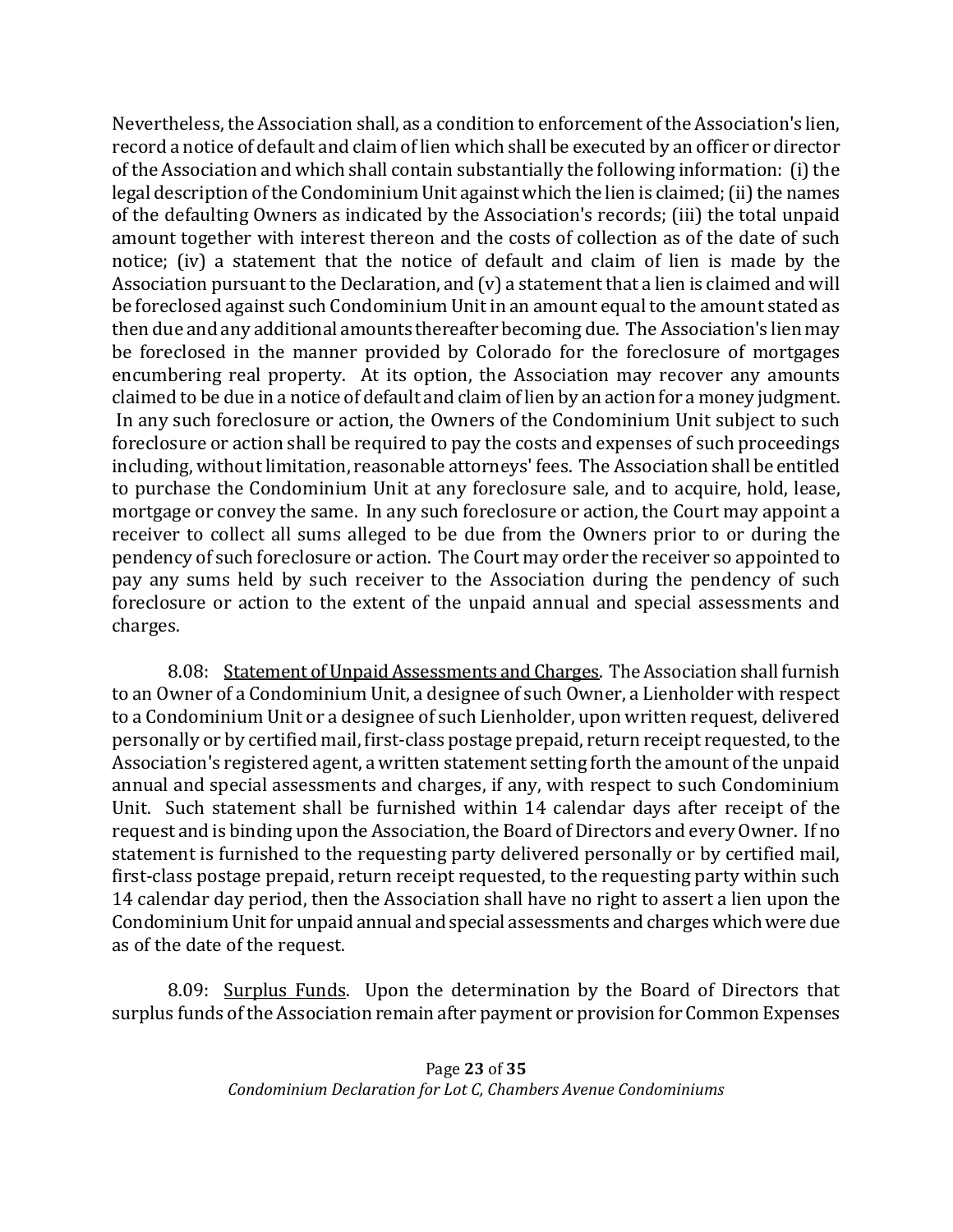Nevertheless, the Association shall, as a condition to enforcement of the Association's lien, record a notice of default and claim of lien which shall be executed by an officer or director of the Association and which shall contain substantially the following information: (i) the legal description of the Condominium Unit against which the lien is claimed; (ii) the names of the defaulting Owners as indicated by the Association's records; (iii) the total unpaid amount together with interest thereon and the costs of collection as of the date of such notice; (iv) a statement that the notice of default and claim of lien is made by the Association pursuant to the Declaration, and (v) a statement that a lien is claimed and will be foreclosed against such Condominium Unit in an amount equal to the amount stated as then due and any additional amounts thereafter becoming due. The Association's lien may be foreclosed in the manner provided by Colorado for the foreclosure of mortgages encumbering real property. At its option, the Association may recover any amounts claimed to be due in a notice of default and claim of lien by an action for a money judgment. In any such foreclosure or action, the Owners of the Condominium Unit subject to such foreclosure or action shall be required to pay the costs and expenses of such proceedings including, without limitation, reasonable attorneys' fees. The Association shall be entitled to purchase the Condominium Unit at any foreclosure sale, and to acquire, hold, lease, mortgage or convey the same. In any such foreclosure or action, the Court may appoint a receiver to collect all sums alleged to be due from the Owners prior to or during the pendency of such foreclosure or action. The Court may order the receiver so appointed to pay any sums held by such receiver to the Association during the pendency of such foreclosure or action to the extent of the unpaid annual and special assessments and charges.

8.08: Statement of Unpaid Assessments and Charges. The Association shall furnish to an Owner of a Condominium Unit, a designee of such Owner, a Lienholder with respect to a Condominium Unit or a designee of such Lienholder, upon written request, delivered personally or by certified mail, first-class postage prepaid, return receipt requested, to the Association's registered agent, a written statement setting forth the amount of the unpaid annual and special assessments and charges, if any, with respect to such Condominium Unit. Such statement shall be furnished within 14 calendar days after receipt of the request and is binding upon the Association, the Board of Directors and every Owner. If no statement is furnished to the requesting party delivered personally or by certified mail, first-class postage prepaid, return receipt requested, to the requesting party within such 14 calendar day period, then the Association shall have no right to assert a lien upon the Condominium Unit for unpaid annual and special assessments and charges which were due as of the date of the request.

8.09: Surplus Funds. Upon the determination by the Board of Directors that surplus funds of the Association remain after payment or provision for Common Expenses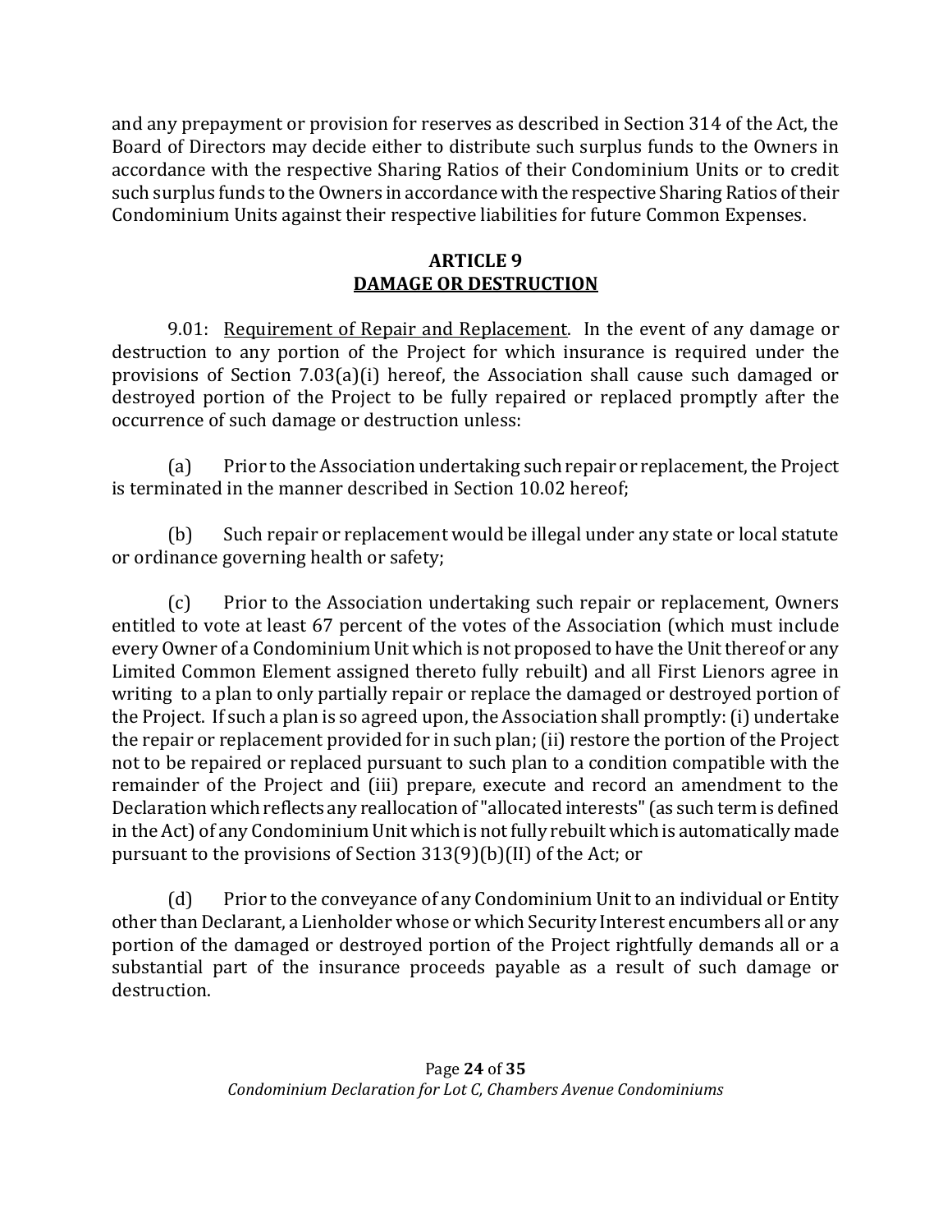and any prepayment or provision for reserves as described in Section 314 of the Act, the Board of Directors may decide either to distribute such surplus funds to the Owners in accordance with the respective Sharing Ratios of their Condominium Units or to credit such surplus funds to the Owners in accordance with the respective Sharing Ratios of their Condominium Units against their respective liabilities for future Common Expenses.

## ARTICLE 9
## DAMAGE OR DESTRUCTION

9.01: Requirement of Repair and Replacement. In the event of any damage or destruction to any portion of the Project for which insurance is required under the provisions of Section 7.03(a)(i) hereof, the Association shall cause such damaged or destroyed portion of the Project to be fully repaired or replaced promptly after the occurrence of such damage or destruction unless:

(a) Prior to the Association undertaking such repair or replacement, the Project is terminated in the manner described in Section 10.02 hereof;

(b) Such repair or replacement would be illegal under any state or local statute or ordinance governing health or safety;

(c) Prior to the Association undertaking such repair or replacement, Owners entitled to vote at least 67 percent of the votes of the Association (which must include every Owner of a Condominium Unit which is not proposed to have the Unit thereof or any Limited Common Element assigned thereto fully rebuilt) and all First Lienors agree in writing to a plan to only partially repair or replace the damaged or destroyed portion of the Project. If such a plan is so agreed upon, the Association shall promptly: (i) undertake the repair or replacement provided for in such plan; (ii) restore the portion of the Project not to be repaired or replaced pursuant to such plan to a condition compatible with the remainder of the Project and (iii) prepare, execute and record an amendment to the Declaration which reflects any reallocation of "allocated interests" (as such term is defined in the Act) of any Condominium Unit which is not fully rebuilt which is automatically made pursuant to the provisions of Section 313(9)(b)(II) of the Act; or

(d) Prior to the conveyance of any Condominium Unit to an individual or Entity other than Declarant, a Lienholder whose or which Security Interest encumbers all or any portion of the damaged or destroyed portion of the Project rightfully demands all or a substantial part of the insurance proceeds payable as a result of such damage or destruction.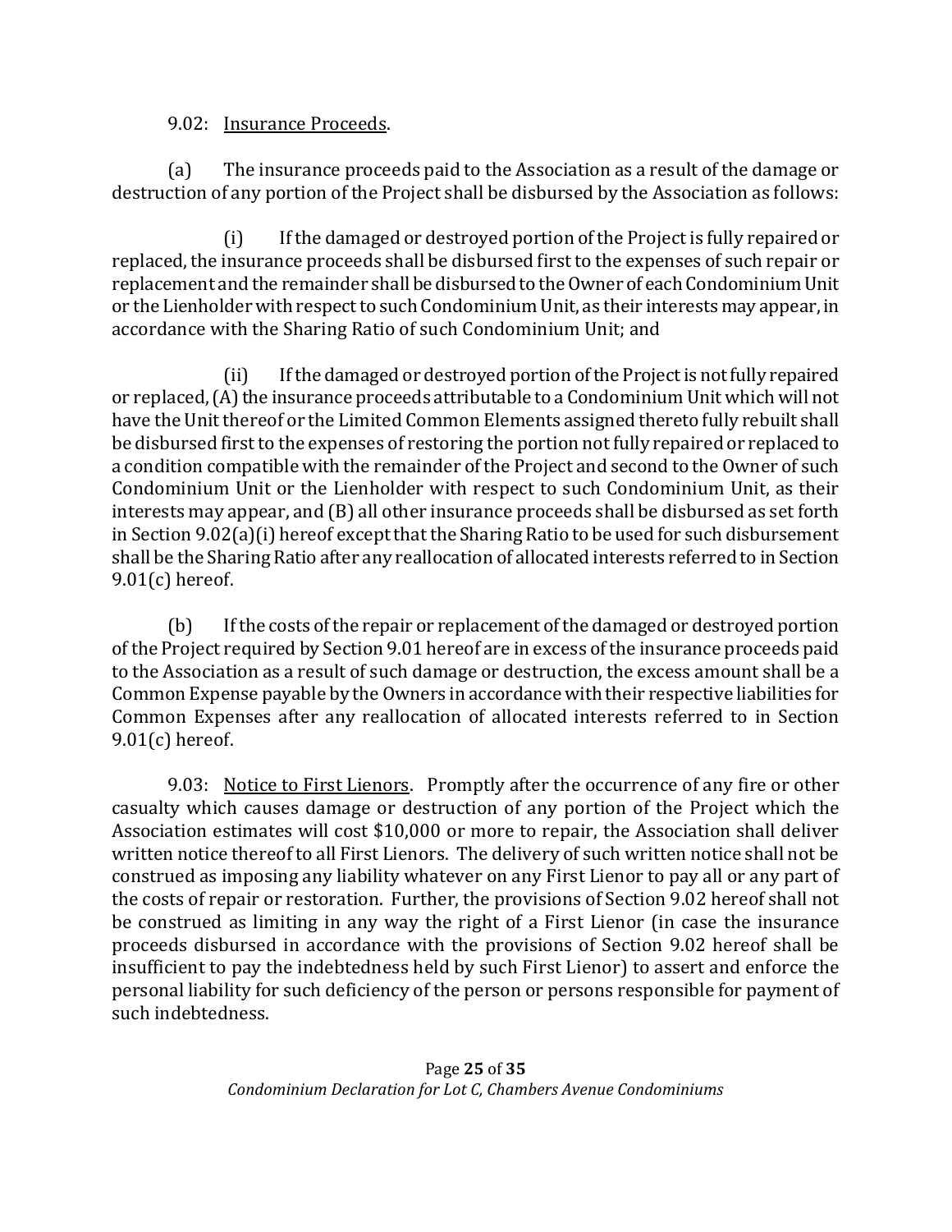9.02: Insurance Proceeds.

(a) The insurance proceeds paid to the Association as a result of the damage or destruction of any portion of the Project shall be disbursed by the Association as follows:

(i) If the damaged or destroyed portion of the Project is fully repaired or replaced, the insurance proceeds shall be disbursed first to the expenses of such repair or replacement and the remainder shall be disbursed to the Owner of each Condominium Unit or the Lienholder with respect to such Condominium Unit, as their interests may appear, in accordance with the Sharing Ratio of such Condominium Unit; and

(ii) If the damaged or destroyed portion of the Project is not fully repaired or replaced, (A) the insurance proceeds attributable to a Condominium Unit which will not have the Unit thereof or the Limited Common Elements assigned thereto fully rebuilt shall be disbursed first to the expenses of restoring the portion not fully repaired or replaced to a condition compatible with the remainder of the Project and second to the Owner of such Condominium Unit or the Lienholder with respect to such Condominium Unit, as their interests may appear, and (B) all other insurance proceeds shall be disbursed as set forth in Section 9.02(a)(i) hereof except that the Sharing Ratio to be used for such disbursement shall be the Sharing Ratio after any reallocation of allocated interests referred to in Section 9.01(c) hereof.

(b) If the costs of the repair or replacement of the damaged or destroyed portion of the Project required by Section 9.01 hereof are in excess of the insurance proceeds paid to the Association as a result of such damage or destruction, the excess amount shall be a Common Expense payable by the Owners in accordance with their respective liabilities for Common Expenses after any reallocation of allocated interests referred to in Section 9.01(c) hereof.

9.03: Notice to First Lienors. Promptly after the occurrence of any fire or other casualty which causes damage or destruction of any portion of the Project which the Association estimates will cost $10,000 or more to repair, the Association shall deliver written notice thereof to all First Lienors. The delivery of such written notice shall not be construed as imposing any liability whatever on any First Lienor to pay all or any part of the costs of repair or restoration. Further, the provisions of Section 9.02 hereof shall not be construed as limiting in any way the right of a First Lienor (in case the insurance proceeds disbursed in accordance with the provisions of Section 9.02 hereof shall be insufficient to pay the indebtedness held by such First Lienor) to assert and enforce the personal liability for such deficiency of the person or persons responsible for payment of such indebtedness.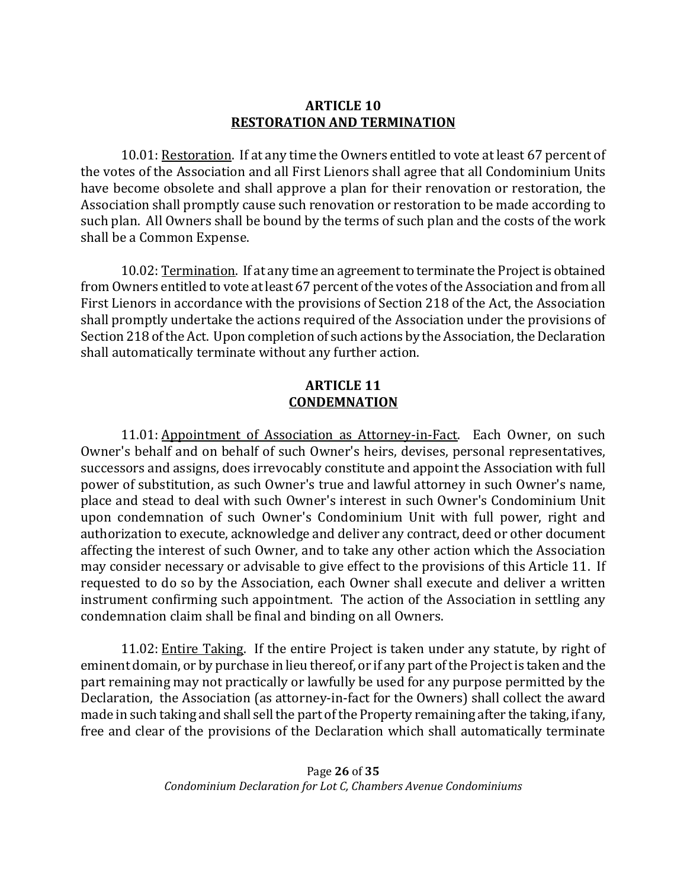## ARTICLE 10
## RESTORATION AND TERMINATION

10.01: Restoration. If at any time the Owners entitled to vote at least 67 percent of the votes of the Association and all First Lienors shall agree that all Condominium Units have become obsolete and shall approve a plan for their renovation or restoration, the Association shall promptly cause such renovation or restoration to be made according to such plan. All Owners shall be bound by the terms of such plan and the costs of the work shall be a Common Expense.

10.02: Termination. If at any time an agreement to terminate the Project is obtained from Owners entitled to vote at least 67 percent of the votes of the Association and from all First Lienors in accordance with the provisions of Section 218 of the Act, the Association shall promptly undertake the actions required of the Association under the provisions of Section 218 of the Act. Upon completion of such actions by the Association, the Declaration shall automatically terminate without any further action.

## ARTICLE 11
## CONDEMNATION

11.01: Appointment of Association as Attorney-in-Fact. Each Owner, on such Owner's behalf and on behalf of such Owner's heirs, devises, personal representatives, successors and assigns, does irrevocably constitute and appoint the Association with full power of substitution, as such Owner's true and lawful attorney in such Owner's name, place and stead to deal with such Owner's interest in such Owner's Condominium Unit upon condemnation of such Owner's Condominium Unit with full power, right and authorization to execute, acknowledge and deliver any contract, deed or other document affecting the interest of such Owner, and to take any other action which the Association may consider necessary or advisable to give effect to the provisions of this Article 11. If requested to do so by the Association, each Owner shall execute and deliver a written instrument confirming such appointment. The action of the Association in settling any condemnation claim shall be final and binding on all Owners.

11.02: Entire Taking. If the entire Project is taken under any statute, by right of eminent domain, or by purchase in lieu thereof, or if any part of the Project is taken and the part remaining may not practically or lawfully be used for any purpose permitted by the Declaration, the Association (as attorney-in-fact for the Owners) shall collect the award made in such taking and shall sell the part of the Property remaining after the taking, if any, free and clear of the provisions of the Declaration which shall automatically terminate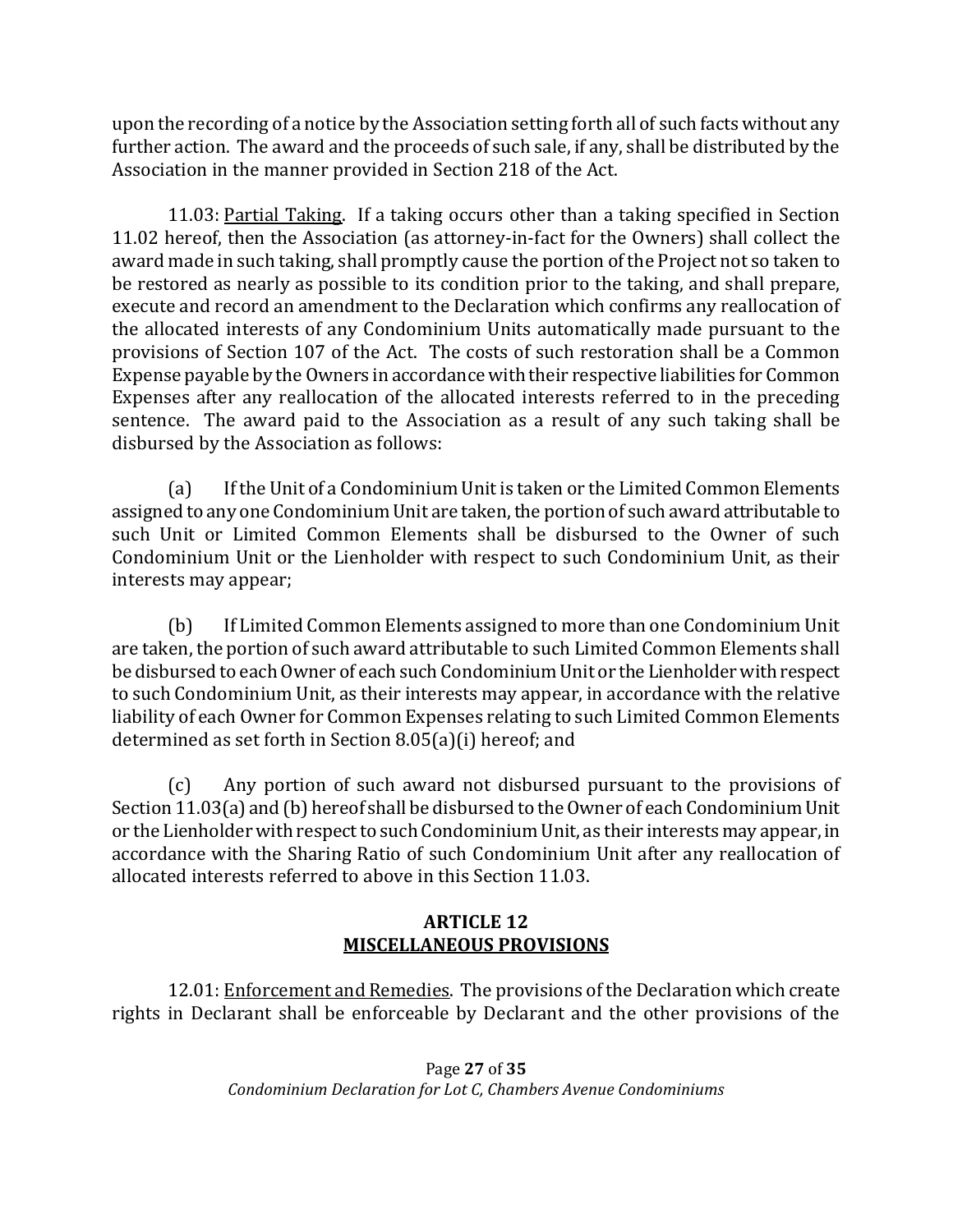upon the recording of a notice by the Association setting forth all of such facts without any further action. The award and the proceeds of such sale, if any, shall be distributed by the Association in the manner provided in Section 218 of the Act.

11.03: Partial Taking. If a taking occurs other than a taking specified in Section 11.02 hereof, then the Association (as attorney-in-fact for the Owners) shall collect the award made in such taking, shall promptly cause the portion of the Project not so taken to be restored as nearly as possible to its condition prior to the taking, and shall prepare, execute and record an amendment to the Declaration which confirms any reallocation of the allocated interests of any Condominium Units automatically made pursuant to the provisions of Section 107 of the Act. The costs of such restoration shall be a Common Expense payable by the Owners in accordance with their respective liabilities for Common Expenses after any reallocation of the allocated interests referred to in the preceding sentence. The award paid to the Association as a result of any such taking shall be disbursed by the Association as follows:

(a) If the Unit of a Condominium Unit is taken or the Limited Common Elements assigned to any one Condominium Unit are taken, the portion of such award attributable to such Unit or Limited Common Elements shall be disbursed to the Owner of such Condominium Unit or the Lienholder with respect to such Condominium Unit, as their interests may appear;

(b) If Limited Common Elements assigned to more than one Condominium Unit are taken, the portion of such award attributable to such Limited Common Elements shall be disbursed to each Owner of each such Condominium Unit or the Lienholder with respect to such Condominium Unit, as their interests may appear, in accordance with the relative liability of each Owner for Common Expenses relating to such Limited Common Elements determined as set forth in Section 8.05(a)(i) hereof; and

(c) Any portion of such award not disbursed pursuant to the provisions of Section 11.03(a) and (b) hereof shall be disbursed to the Owner of each Condominium Unit or the Lienholder with respect to such Condominium Unit, as their interests may appear, in accordance with the Sharing Ratio of such Condominium Unit after any reallocation of allocated interests referred to above in this Section 11.03.

## ARTICLE 12
## MISCELLANEOUS PROVISIONS

12.01: Enforcement and Remedies. The provisions of the Declaration which create rights in Declarant shall be enforceable by Declarant and the other provisions of the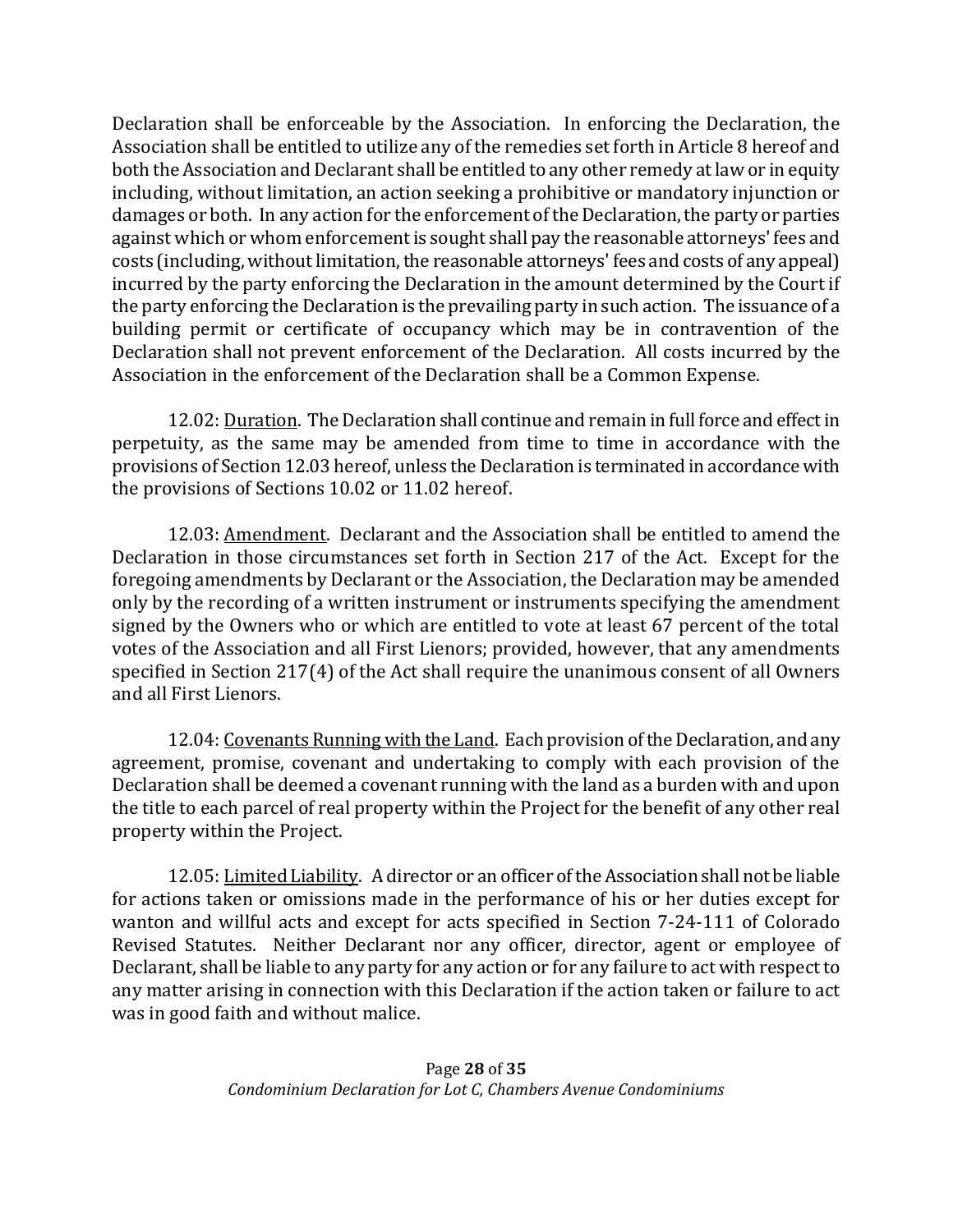Declaration shall be enforceable by the Association. In enforcing the Declaration, the Association shall be entitled to utilize any of the remedies set forth in Article 8 hereof and both the Association and Declarant shall be entitled to any other remedy at law or in equity including, without limitation, an action seeking a prohibitive or mandatory injunction or damages or both. In any action for the enforcement of the Declaration, the party or parties against which or whom enforcement is sought shall pay the reasonable attorneys' fees and costs (including, without limitation, the reasonable attorneys' fees and costs of any appeal) incurred by the party enforcing the Declaration in the amount determined by the Court if the party enforcing the Declaration is the prevailing party in such action. The issuance of a building permit or certificate of occupancy which may be in contravention of the Declaration shall not prevent enforcement of the Declaration. All costs incurred by the Association in the enforcement of the Declaration shall be a Common Expense.

12.02: Duration. The Declaration shall continue and remain in full force and effect in perpetuity, as the same may be amended from time to time in accordance with the provisions of Section 12.03 hereof, unless the Declaration is terminated in accordance with the provisions of Sections 10.02 or 11.02 hereof.

12.03: Amendment. Declarant and the Association shall be entitled to amend the Declaration in those circumstances set forth in Section 217 of the Act. Except for the foregoing amendments by Declarant or the Association, the Declaration may be amended only by the recording of a written instrument or instruments specifying the amendment signed by the Owners who or which are entitled to vote at least 67 percent of the total votes of the Association and all First Lienors; provided, however, that any amendments specified in Section 217(4) of the Act shall require the unanimous consent of all Owners and all First Lienors.

12.04: Covenants Running with the Land. Each provision of the Declaration, and any agreement, promise, covenant and undertaking to comply with each provision of the Declaration shall be deemed a covenant running with the land as a burden with and upon the title to each parcel of real property within the Project for the benefit of any other real property within the Project.

12.05: Limited Liability. A director or an officer of the Association shall not be liable for actions taken or omissions made in the performance of his or her duties except for wanton and willful acts and except for acts specified in Section 7-24-111 of Colorado Revised Statutes. Neither Declarant nor any officer, director, agent or employee of Declarant, shall be liable to any party for any action or for any failure to act with respect to any matter arising in connection with this Declaration if the action taken or failure to act was in good faith and without malice.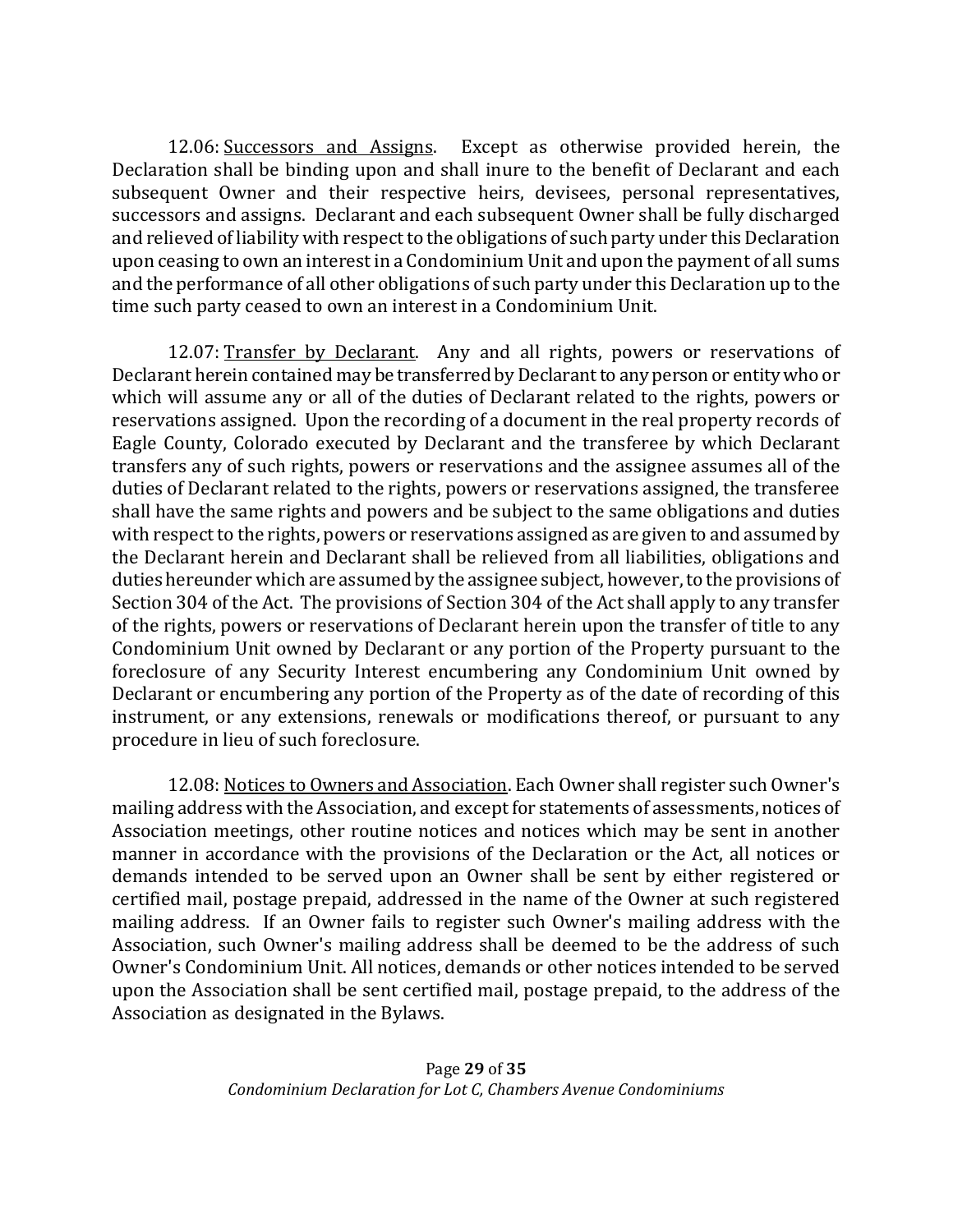12.06: <u>Successors and Assigns</u>. Except as otherwise provided herein, the Declaration shall be binding upon and shall inure to the benefit of Declarant and each subsequent Owner and their respective heirs, devisees, personal representatives, successors and assigns. Declarant and each subsequent Owner shall be fully discharged and relieved of liability with respect to the obligations of such party under this Declaration upon ceasing to own an interest in a Condominium Unit and upon the payment of all sums and the performance of all other obligations of such party under this Declaration up to the time such party ceased to own an interest in a Condominium Unit.

12.07: <u>Transfer by Declarant</u>. Any and all rights, powers or reservations of Declarant herein contained may be transferred by Declarant to any person or entity who or which will assume any or all of the duties of Declarant related to the rights, powers or reservations assigned. Upon the recording of a document in the real property records of Eagle County, Colorado executed by Declarant and the transferee by which Declarant transfers any of such rights, powers or reservations and the assignee assumes all of the duties of Declarant related to the rights, powers or reservations assigned, the transferee shall have the same rights and powers and be subject to the same obligations and duties with respect to the rights, powers or reservations assigned as are given to and assumed by the Declarant herein and Declarant shall be relieved from all liabilities, obligations and duties hereunder which are assumed by the assignee subject, however, to the provisions of Section 304 of the Act. The provisions of Section 304 of the Act shall apply to any transfer of the rights, powers or reservations of Declarant herein upon the transfer of title to any Condominium Unit owned by Declarant or any portion of the Property pursuant to the foreclosure of any Security Interest encumbering any Condominium Unit owned by Declarant or encumbering any portion of the Property as of the date of recording of this instrument, or any extensions, renewals or modifications thereof, or pursuant to any procedure in lieu of such foreclosure.

12.08: <u>Notices to Owners and Association</u>. Each Owner shall register such Owner's mailing address with the Association, and except for statements of assessments, notices of Association meetings, other routine notices and notices which may be sent in another manner in accordance with the provisions of the Declaration or the Act, all notices or demands intended to be served upon an Owner shall be sent by either registered or certified mail, postage prepaid, addressed in the name of the Owner at such registered mailing address. If an Owner fails to register such Owner's mailing address with the Association, such Owner's mailing address shall be deemed to be the address of such Owner's Condominium Unit. All notices, demands or other notices intended to be served upon the Association shall be sent certified mail, postage prepaid, to the address of the Association as designated in the Bylaws.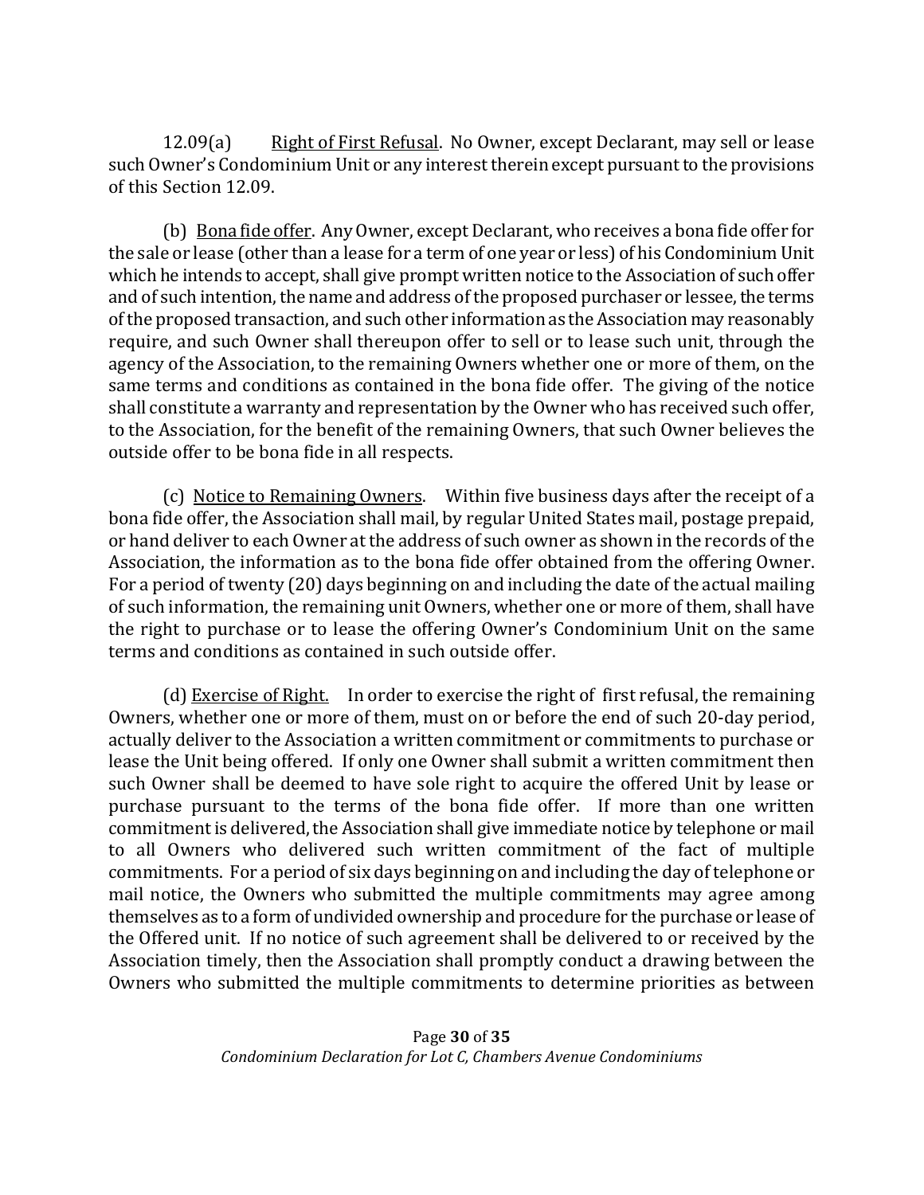12.09(a) Right of First Refusal. No Owner, except Declarant, may sell or lease such Owner's Condominium Unit or any interest therein except pursuant to the provisions of this Section 12.09.

(b) Bona fide offer. Any Owner, except Declarant, who receives a bona fide offer for the sale or lease (other than a lease for a term of one year or less) of his Condominium Unit which he intends to accept, shall give prompt written notice to the Association of such offer and of such intention, the name and address of the proposed purchaser or lessee, the terms of the proposed transaction, and such other information as the Association may reasonably require, and such Owner shall thereupon offer to sell or to lease such unit, through the agency of the Association, to the remaining Owners whether one or more of them, on the same terms and conditions as contained in the bona fide offer. The giving of the notice shall constitute a warranty and representation by the Owner who has received such offer, to the Association, for the benefit of the remaining Owners, that such Owner believes the outside offer to be bona fide in all respects.

(c) Notice to Remaining Owners. Within five business days after the receipt of a bona fide offer, the Association shall mail, by regular United States mail, postage prepaid, or hand deliver to each Owner at the address of such owner as shown in the records of the Association, the information as to the bona fide offer obtained from the offering Owner. For a period of twenty (20) days beginning on and including the date of the actual mailing of such information, the remaining unit Owners, whether one or more of them, shall have the right to purchase or to lease the offering Owner's Condominium Unit on the same terms and conditions as contained in such outside offer.

(d) Exercise of Right. In order to exercise the right of first refusal, the remaining Owners, whether one or more of them, must on or before the end of such 20-day period, actually deliver to the Association a written commitment or commitments to purchase or lease the Unit being offered. If only one Owner shall submit a written commitment then such Owner shall be deemed to have sole right to acquire the offered Unit by lease or purchase pursuant to the terms of the bona fide offer. If more than one written commitment is delivered, the Association shall give immediate notice by telephone or mail to all Owners who delivered such written commitment of the fact of multiple commitments. For a period of six days beginning on and including the day of telephone or mail notice, the Owners who submitted the multiple commitments may agree among themselves as to a form of undivided ownership and procedure for the purchase or lease of the Offered unit. If no notice of such agreement shall be delivered to or received by the Association timely, then the Association shall promptly conduct a drawing between the Owners who submitted the multiple commitments to determine priorities as between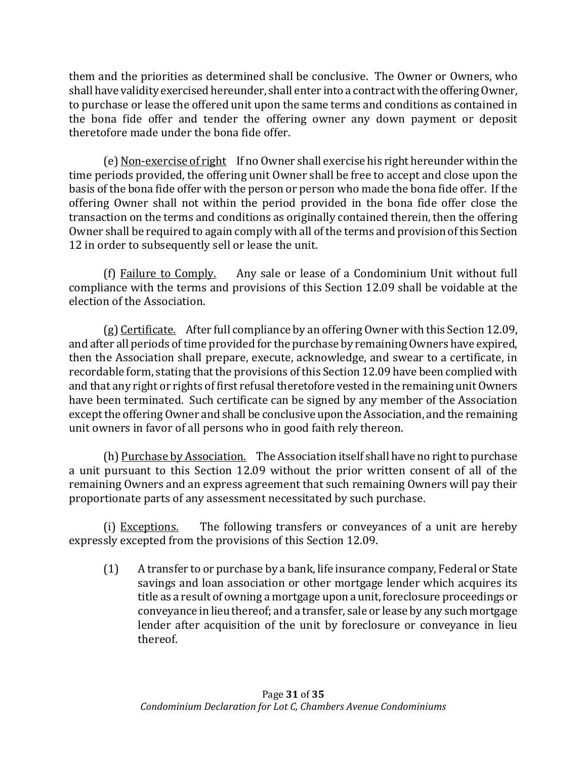them and the priorities as determined shall be conclusive. The Owner or Owners, who shall have validity exercised hereunder, shall enter into a contract with the offering Owner, to purchase or lease the offered unit upon the same terms and conditions as contained in the bona fide offer and tender the offering owner any down payment or deposit theretofore made under the bona fide offer.

(e) <u>Non-exercise of right</u> If no Owner shall exercise his right hereunder within the time periods provided, the offering unit Owner shall be free to accept and close upon the basis of the bona fide offer with the person or person who made the bona fide offer. If the offering Owner shall not within the period provided in the bona fide offer close the transaction on the terms and conditions as originally contained therein, then the offering Owner shall be required to again comply with all of the terms and provision of this Section 12 in order to subsequently sell or lease the unit.

(f) <u>Failure to Comply.</u> Any sale or lease of a Condominium Unit without full compliance with the terms and provisions of this Section 12.09 shall be voidable at the election of the Association.

(g) <u>Certificate.</u> After full compliance by an offering Owner with this Section 12.09, and after all periods of time provided for the purchase by remaining Owners have expired, then the Association shall prepare, execute, acknowledge, and swear to a certificate, in recordable form, stating that the provisions of this Section 12.09 have been complied with and that any right or rights of first refusal theretofore vested in the remaining unit Owners have been terminated. Such certificate can be signed by any member of the Association except the offering Owner and shall be conclusive upon the Association, and the remaining unit owners in favor of all persons who in good faith rely thereon.

(h) <u>Purchase by Association.</u> The Association itself shall have no right to purchase a unit pursuant to this Section 12.09 without the prior written consent of all of the remaining Owners and an express agreement that such remaining Owners will pay their proportionate parts of any assessment necessitated by such purchase.

(i) <u>Exceptions.</u> The following transfers or conveyances of a unit are hereby expressly excepted from the provisions of this Section 12.09.

(1) A transfer to or purchase by a bank, life insurance company, Federal or State savings and loan association or other mortgage lender which acquires its title as a result of owning a mortgage upon a unit, foreclosure proceedings or conveyance in lieu thereof; and a transfer, sale or lease by any such mortgage lender after acquisition of the unit by foreclosure or conveyance in lieu thereof.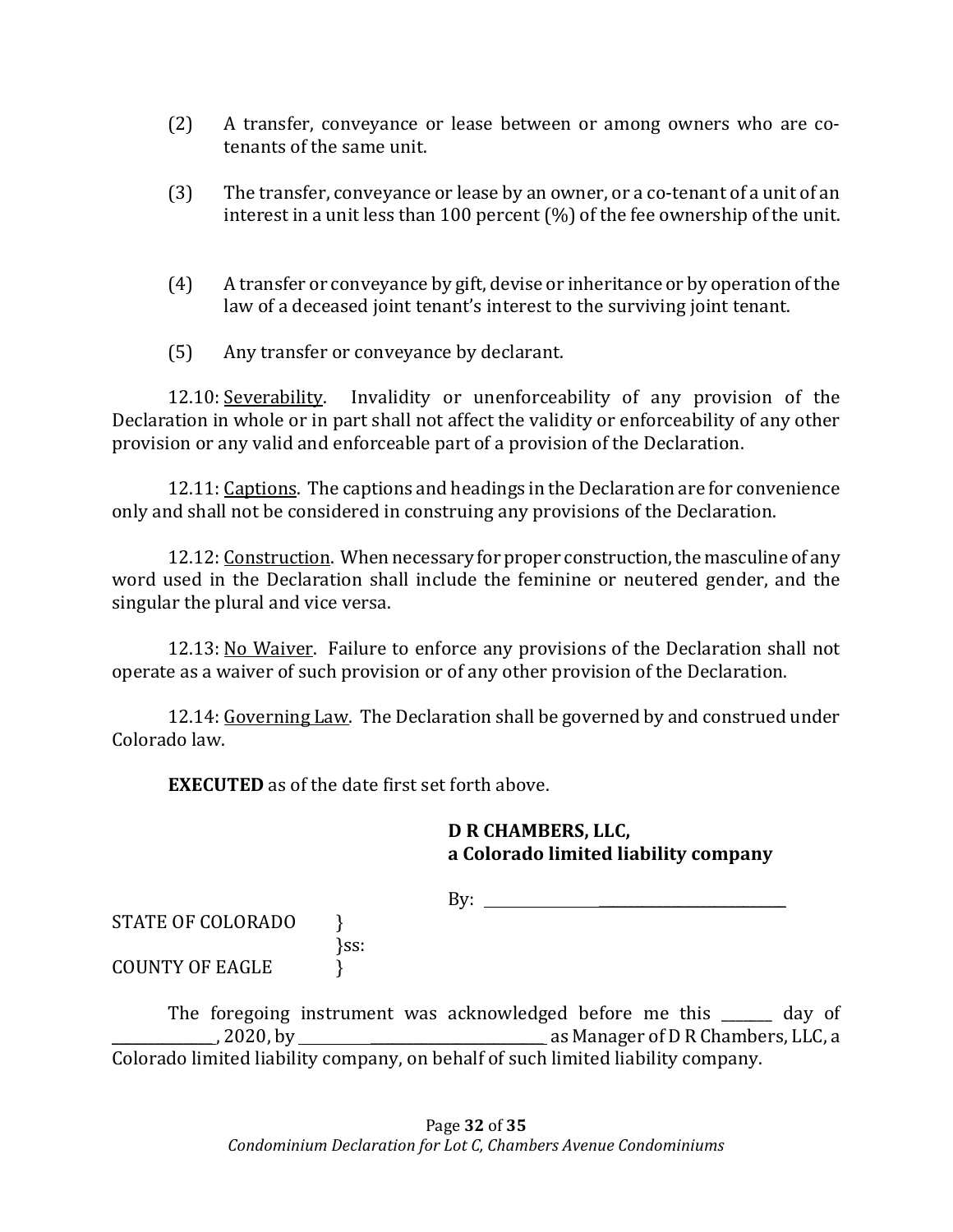(2) A transfer, conveyance or lease between or among owners who are co-tenants of the same unit.

(3) The transfer, conveyance or lease by an owner, or a co-tenant of a unit of an interest in a unit less than 100 percent (%) of the fee ownership of the unit.

(4) A transfer or conveyance by gift, devise or inheritance or by operation of the law of a deceased joint tenant's interest to the surviving joint tenant.

(5) Any transfer or conveyance by declarant.

12.10: <u>Severability</u>. Invalidity or unenforceability of any provision of the Declaration in whole or in part shall not affect the validity or enforceability of any other provision or any valid and enforceable part of a provision of the Declaration.

12.11: <u>Captions</u>. The captions and headings in the Declaration are for convenience only and shall not be considered in construing any provisions of the Declaration.

12.12: <u>Construction</u>. When necessary for proper construction, the masculine of any word used in the Declaration shall include the feminine or neutered gender, and the singular the plural and vice versa.

12.13: <u>No Waiver</u>. Failure to enforce any provisions of the Declaration shall not operate as a waiver of such provision or of any other provision of the Declaration.

12.14: <u>Governing Law</u>. The Declaration shall be governed by and construed under Colorado law.

**EXECUTED** as of the date first set forth above.

**D R CHAMBERS, LLC,**
**a Colorado limited liability company**

By: ________________________________

STATE OF COLORADO }
}ss:
COUNTY OF EAGLE }

The foregoing instrument was acknowledged before me this _______ day of ______________, 2020, by ____________________________________ as Manager of D R Chambers, LLC, a Colorado limited liability company, on behalf of such limited liability company.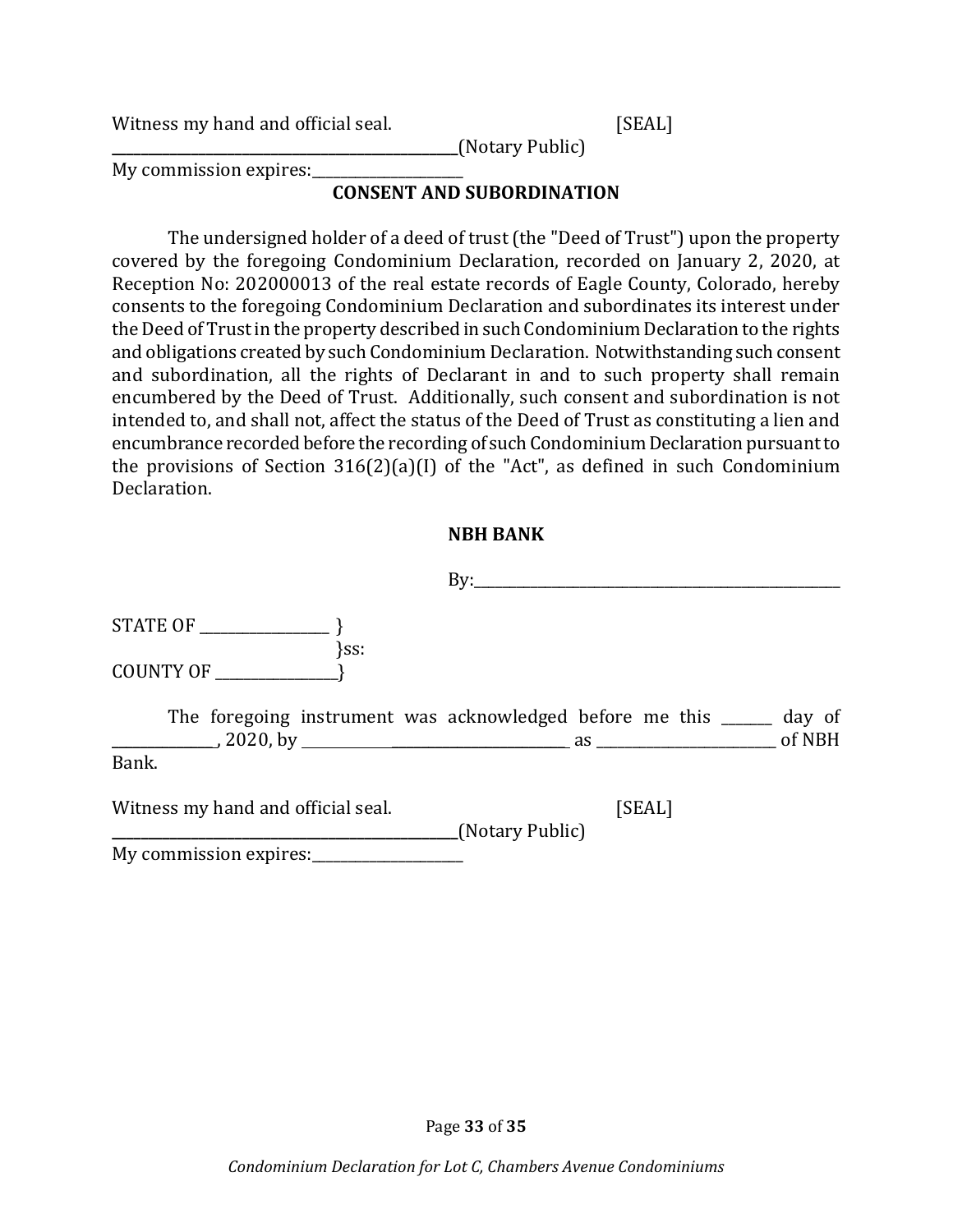Witness my hand and official seal. [SEAL]

_______________________________________(Notary Public)

My commission expires:________________

## CONSENT AND SUBORDINATION

The undersigned holder of a deed of trust (the "Deed of Trust") upon the property covered by the foregoing Condominium Declaration, recorded on January 2, 2020, at Reception No: 202000013 of the real estate records of Eagle County, Colorado, hereby consents to the foregoing Condominium Declaration and subordinates its interest under the Deed of Trust in the property described in such Condominium Declaration to the rights and obligations created by such Condominium Declaration. Notwithstanding such consent and subordination, all the rights of Declarant in and to such property shall remain encumbered by the Deed of Trust. Additionally, such consent and subordination is not intended to, and shall not, affect the status of the Deed of Trust as constituting a lien and encumbrance recorded before the recording of such Condominium Declaration pursuant to the provisions of Section 316(2)(a)(I) of the "Act", as defined in such Condominium Declaration.

**NBH BANK**

By:_________________________________________

STATE OF ______________ }
}ss:
COUNTY OF _____________}

The foregoing instrument was acknowledged before me this ______ day of ____________, 2020, by ______________________________ as ____________________ of NBH Bank.

Witness my hand and official seal. [SEAL]

_______________________________________(Notary Public)

My commission expires:________________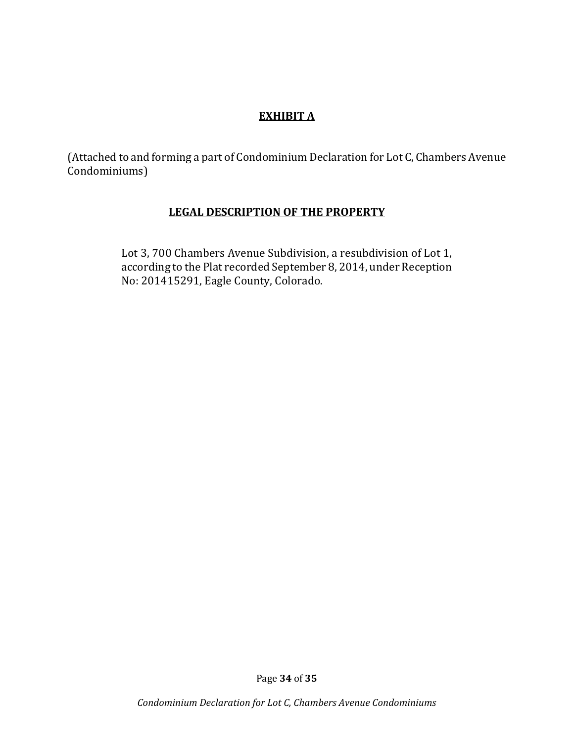## **EXHIBIT A**

(Attached to and forming a part of Condominium Declaration for Lot C, Chambers Avenue Condominiums)

### **LEGAL DESCRIPTION OF THE PROPERTY**

Lot 3, 700 Chambers Avenue Subdivision, a resubdivision of Lot 1, according to the Plat recorded September 8, 2014, under Reception No: 201415291, Eagle County, Colorado.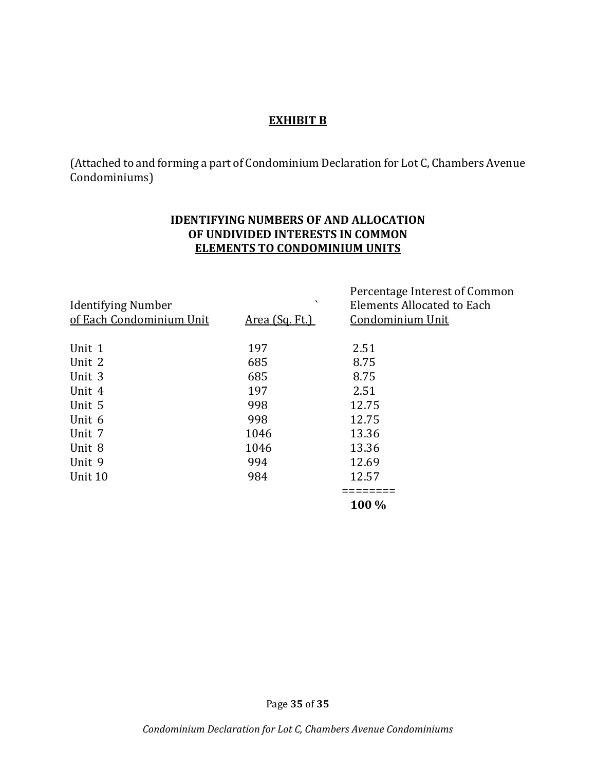# EXHIBIT B

(Attached to and forming a part of Condominium Declaration for Lot C, Chambers Avenue Condominiums)

## IDENTIFYING NUMBERS OF AND ALLOCATION OF UNDIVIDED INTERESTS IN COMMON ELEMENTS TO CONDOMINIUM UNITS

| Identifying Number of Each Condominium Unit | Area (Sq. Ft.) | Percentage Interest of Common Elements Allocated to Each Condominium Unit |
|---|---|---|
| Unit 1 | 197 | 2.51 |
| Unit 2 | 685 | 8.75 |
| Unit 3 | 685 | 8.75 |
| Unit 4 | 197 | 2.51 |
| Unit 5 | 998 | 12.75 |
| Unit 6 | 998 | 12.75 |
| Unit 7 | 1046 | 13.36 |
| Unit 8 | 1046 | 13.36 |
| Unit 9 | 994 | 12.69 |
| Unit 10 | 984 | 12.57 |
| | | ======== |
| | | **100 %** |